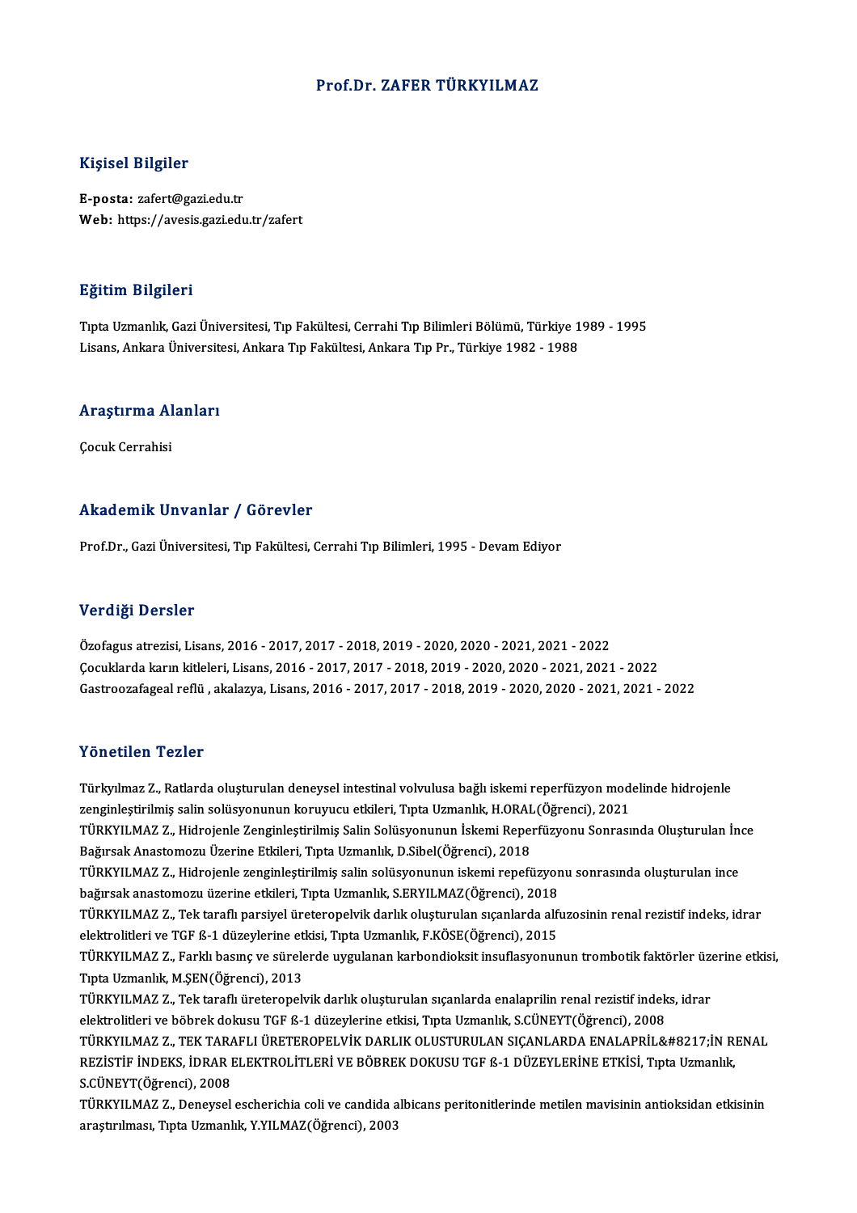# Prof.Dr. ZAFER TÜRKYILMAZ

## Kişisel Bilgiler

**E-posta:** zafert@gazi.edu.tr
**Web:** https://avesis.gazi.edu.tr/zafert

## Eğitim Bilgileri

Tıpta Uzmanlık, Gazi Üniversitesi, Tıp Fakültesi, Cerrahi Tıp Bilimleri Bölümü, Türkiye 1989 - 1995
Lisans, Ankara Üniversitesi, Ankara Tıp Fakültesi, Ankara Tıp Pr., Türkiye 1982 - 1988

## Araştırma Alanları

Çocuk Cerrahisi

## Akademik Unvanlar / Görevler

Prof.Dr., Gazi Üniversitesi, Tıp Fakültesi, Cerrahi Tıp Bilimleri, 1995 - Devam Ediyor

## Verdiği Dersler

Özofagus atrezisi, Lisans, 2016 - 2017, 2017 - 2018, 2019 - 2020, 2020 - 2021, 2021 - 2022
Çocuklarda karın kitleleri, Lisans, 2016 - 2017, 2017 - 2018, 2019 - 2020, 2020 - 2021, 2021 - 2022
Gastroozafageal reflü , akalazya, Lisans, 2016 - 2017, 2017 - 2018, 2019 - 2020, 2020 - 2021, 2021 - 2022

## Yönetilen Tezler

Türkyılmaz Z., Ratlarda oluşturulan deneysel intestinal volvulusa bağlı iskemi reperfüzyon modelinde hidrojenle zenginleştirilmiş salin solüsyonunun koruyucu etkileri, Tıpta Uzmanlık, H.ORAL(Öğrenci), 2021

TÜRKYILMAZ Z., Hidrojenle Zenginleştirilmiş Salin Solüsyonunun İskemi Reperfüzyonu Sonrasında Oluşturulan İnce Bağırsak Anastomozu Üzerine Etkileri, Tıpta Uzmanlık, D.Sibel(Öğrenci), 2018

TÜRKYILMAZ Z., Hidrojenle zenginleştirilmiş salin solüsyonunun iskemi repefüzyonu sonrasında oluşturulan ince bağırsak anastomozu üzerine etkileri, Tıpta Uzmanlık, S.ERYILMAZ(Öğrenci), 2018

TÜRKYILMAZ Z., Tek taraflı parsiyel üreteropelvik darlık oluşturulan sıçanlarda alfuzosinin renal rezistif indeks, idrar elektrolitleri ve TGF ß-1 düzeylerine etkisi, Tıpta Uzmanlık, F.KÖSE(Öğrenci), 2015

TÜRKYILMAZ Z., Farklı basınç ve sürelerde uygulanan karbondioksit insuflasyonunun trombotik faktörler üzerine etkisi, Tıpta Uzmanlık, M.ŞEN(Öğrenci), 2013

TÜRKYILMAZ Z., Tek taraflı üreteropelvik darlık oluşturulan sıçanlarda enalaprilin renal rezistif indeks, idrar elektrolitleri ve böbrek dokusu TGF ß-1 düzeylerine etkisi, Tıpta Uzmanlık, S.CÜNEYT(Öğrenci), 2008

TÜRKYILMAZ Z., TEK TARAFLI ÜRETEROPELVİK DARLIK OLUSTURULAN SIÇANLARDA ENALAPRİL&#8217;İN RENAL REZİSTİF İNDEKS, İDRAR ELEKTROLİTLERİ VE BÖBREK DOKUSU TGF ß-1 DÜZEYLERİNE ETKİSİ, Tıpta Uzmanlık, S.CÜNEYT(Öğrenci), 2008

TÜRKYILMAZ Z., Deneysel escherichia coli ve candida albicans peritonitlerinde metilen mavisinin antioksidan etkisinin araştırılması, Tıpta Uzmanlık, Y.YILMAZ(Öğrenci), 2003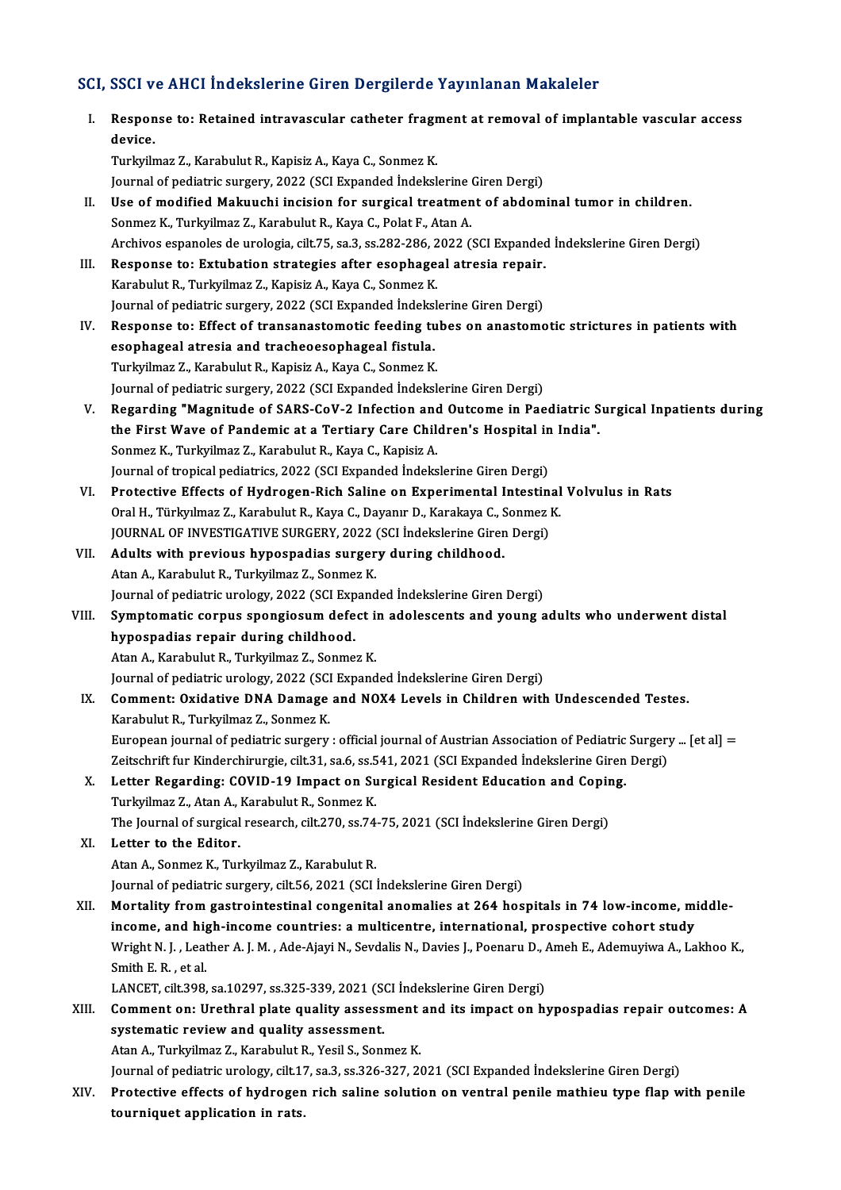## SCI, SSCI ve AHCI İndekslerine Giren Dergilerde Yayınlanan Makaleler

I. **Response to: Retained intravascular catheter fragment at removal of implantable vascular access device.**
Turkyilmaz Z., Karabulut R., Kapisiz A., Kaya C., Sonmez K.
Journal of pediatric surgery, 2022 (SCI Expanded İndekslerine Giren Dergi)

II. **Use of modified Makuuchi incision for surgical treatment of abdominal tumor in children.**
Sonmez K., Turkyilmaz Z., Karabulut R., Kaya C., Polat F., Atan A.
Archivos espanoles de urologia, cilt.75, sa.3, ss.282-286, 2022 (SCI Expanded İndekslerine Giren Dergi)

III. **Response to: Extubation strategies after esophageal atresia repair.**
Karabulut R., Turkyilmaz Z., Kapisiz A., Kaya C., Sonmez K.
Journal of pediatric surgery, 2022 (SCI Expanded İndekslerine Giren Dergi)

IV. **Response to: Effect of transanastomotic feeding tubes on anastomotic strictures in patients with esophageal atresia and tracheoesophageal fistula.**
Turkyilmaz Z., Karabulut R., Kapisiz A., Kaya C., Sonmez K.
Journal of pediatric surgery, 2022 (SCI Expanded İndekslerine Giren Dergi)

V. **Regarding "Magnitude of SARS-CoV-2 Infection and Outcome in Paediatric Surgical Inpatients during the First Wave of Pandemic at a Tertiary Care Children's Hospital in India".**
Sonmez K., Turkyilmaz Z., Karabulut R., Kaya C., Kapisiz A.
Journal of tropical pediatrics, 2022 (SCI Expanded İndekslerine Giren Dergi)

VI. **Protective Effects of Hydrogen-Rich Saline on Experimental Intestinal Volvulus in Rats**
Oral H., Türkyılmaz Z., Karabulut R., Kaya C., Dayanır D., Karakaya C., Sonmez K.
JOURNAL OF INVESTIGATIVE SURGERY, 2022 (SCI İndekslerine Giren Dergi)

VII. **Adults with previous hypospadias surgery during childhood.**
Atan A., Karabulut R., Turkyilmaz Z., Sonmez K.
Journal of pediatric urology, 2022 (SCI Expanded İndekslerine Giren Dergi)

VIII. **Symptomatic corpus spongiosum defect in adolescents and young adults who underwent distal hypospadias repair during childhood.**
Atan A., Karabulut R., Turkyilmaz Z., Sonmez K.
Journal of pediatric urology, 2022 (SCI Expanded İndekslerine Giren Dergi)

IX. **Comment: Oxidative DNA Damage and NOX4 Levels in Children with Undescended Testes.**
Karabulut R., Turkyilmaz Z., Sonmez K.
European journal of pediatric surgery : official journal of Austrian Association of Pediatric Surgery ... [et al] = Zeitschrift fur Kinderchirurgie, cilt.31, sa.6, ss.541, 2021 (SCI Expanded İndekslerine Giren Dergi)

X. **Letter Regarding: COVID-19 Impact on Surgical Resident Education and Coping.**
Turkyilmaz Z., Atan A., Karabulut R., Sonmez K.
The Journal of surgical research, cilt.270, ss.74-75, 2021 (SCI İndekslerine Giren Dergi)

XI. **Letter to the Editor.**
Atan A., Sonmez K., Turkyilmaz Z., Karabulut R.
Journal of pediatric surgery, cilt.56, 2021 (SCI İndekslerine Giren Dergi)

XII. **Mortality from gastrointestinal congenital anomalies at 264 hospitals in 74 low-income, middle-income, and high-income countries: a multicentre, international, prospective cohort study**
Wright N. J. , Leather A. J. M. , Ade-Ajayi N., Sevdalis N., Davies J., Poenaru D., Ameh E., Ademuyiwa A., Lakhoo K., Smith E. R. , et al.
LANCET, cilt.398, sa.10297, ss.325-339, 2021 (SCI İndekslerine Giren Dergi)

XIII. **Comment on: Urethral plate quality assessment and its impact on hypospadias repair outcomes: A systematic review and quality assessment.**
Atan A., Turkyilmaz Z., Karabulut R., Yesil S., Sonmez K.
Journal of pediatric urology, cilt.17, sa.3, ss.326-327, 2021 (SCI Expanded İndekslerine Giren Dergi)

XIV. **Protective effects of hydrogen rich saline solution on ventral penile mathieu type flap with penile tourniquet application in rats.**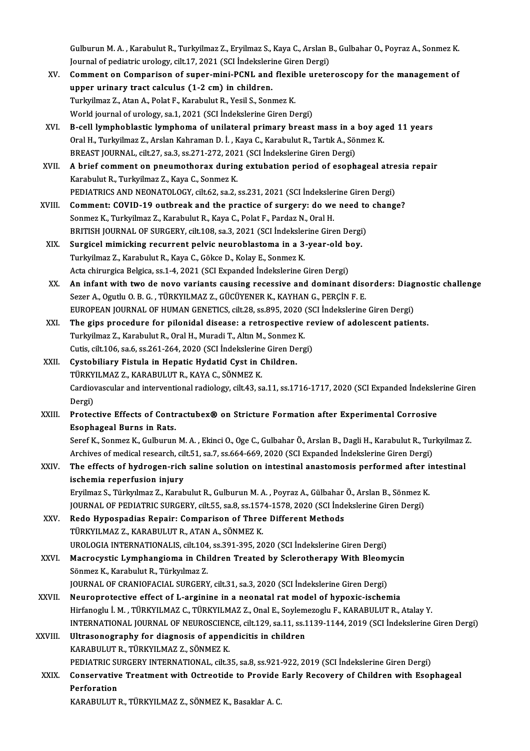Gulburun M. A. , Karabulut R., Turkyilmaz Z., Eryilmaz S., Kaya C., Arslan B., Gulbahar O., Poyraz A., Sonmez K.
Journal of pediatric urology, cilt.17, 2021 (SCI İndekslerine Giren Dergi)

XV. **Comment on Comparison of super-mini-PCNL and flexible ureteroscopy for the management of upper urinary tract calculus (1-2 cm) in children.**
Turkyilmaz Z., Atan A., Polat F., Karabulut R., Yesil S., Sonmez K.
World journal of urology, sa.1, 2021 (SCI İndekslerine Giren Dergi)

XVI. **B-cell lymphoblastic lymphoma of unilateral primary breast mass in a boy aged 11 years**
Oral H., Turkyilmaz Z., Arslan Kahraman D. İ. , Kaya C., Karabulut R., Tartık A., Sönmez K.
BREAST JOURNAL, cilt.27, sa.3, ss.271-272, 2021 (SCI İndekslerine Giren Dergi)

XVII. **A brief comment on pneumothorax during extubation period of esophageal atresia repair**
Karabulut R., Turkyilmaz Z., Kaya C., Sonmez K.
PEDIATRICS AND NEONATOLOGY, cilt.62, sa.2, ss.231, 2021 (SCI İndekslerine Giren Dergi)

XVIII. **Comment: COVID-19 outbreak and the practice of surgery: do we need to change?**
Sonmez K., Turkyilmaz Z., Karabulut R., Kaya C., Polat F., Pardaz N., Oral H.
BRITISH JOURNAL OF SURGERY, cilt.108, sa.3, 2021 (SCI İndekslerine Giren Dergi)

XIX. **Surgicel mimicking recurrent pelvic neuroblastoma in a 3-year-old boy.**
Turkyilmaz Z., Karabulut R., Kaya C., Gökce D., Kolay E., Sonmez K.
Acta chirurgica Belgica, ss.1-4, 2021 (SCI Expanded İndekslerine Giren Dergi)

XX. **An infant with two de novo variants causing recessive and dominant disorders: Diagnostic challenge**
Sezer A., Ogutlu O. B. G. , TÜRKYILMAZ Z., GÜCÜYENER K., KAYHAN G., PERÇİN F. E.
EUROPEAN JOURNAL OF HUMAN GENETICS, cilt.28, ss.895, 2020 (SCI İndekslerine Giren Dergi)

XXI. **The gips procedure for pilonidal disease: a retrospective review of adolescent patients.**
Turkyilmaz Z., Karabulut R., Oral H., Muradi T., Altın M., Sonmez K.
Cutis, cilt.106, sa.6, ss.261-264, 2020 (SCI İndekslerine Giren Dergi)

XXII. **Cystobiliary Fistula in Hepatic Hydatid Cyst in Children.**
TÜRKYILMAZ Z., KARABULUT R., KAYA C., SÖNMEZ K.
Cardiovascular and interventional radiology, cilt.43, sa.11, ss.1716-1717, 2020 (SCI Expanded İndekslerine Giren Dergi)

XXIII. **Protective Effects of Contractubex® on Stricture Formation after Experimental Corrosive Esophageal Burns in Rats.**
Seref K., Sonmez K., Gulburun M. A. , Ekinci O., Oge C., Gulbahar Ö., Arslan B., Dagli H., Karabulut R., Turkyilmaz Z.
Archives of medical research, cilt.51, sa.7, ss.664-669, 2020 (SCI Expanded İndekslerine Giren Dergi)

XXIV. **The effects of hydrogen-rich saline solution on intestinal anastomosis performed after intestinal ischemia reperfusion injury**
Eryilmaz S., Türkyılmaz Z., Karabulut R., Gulburun M. A. , Poyraz A., Gülbahar Ö., Arslan B., Sönmez K.
JOURNAL OF PEDIATRIC SURGERY, cilt.55, sa.8, ss.1574-1578, 2020 (SCI İndekslerine Giren Dergi)

XXV. **Redo Hypospadias Repair: Comparison of Three Different Methods**
TÜRKYILMAZ Z., KARABULUT R., ATAN A., SÖNMEZ K.
UROLOGIA INTERNATIONALIS, cilt.104, ss.391-395, 2020 (SCI İndekslerine Giren Dergi)

XXVI. **Macrocystic Lymphangioma in Children Treated by Sclerotherapy With Bleomycin**
Sönmez K., Karabulut R., Türkyılmaz Z.
JOURNAL OF CRANIOFACIAL SURGERY, cilt.31, sa.3, 2020 (SCI İndekslerine Giren Dergi)

XXVII. **Neuroprotective effect of L-arginine in a neonatal rat model of hypoxic-ischemia**
Hirfanoglu İ. M. , TÜRKYILMAZ C., TÜRKYILMAZ Z., Onal E., Soylemezoglu F., KARABULUT R., Atalay Y.
INTERNATIONAL JOURNAL OF NEUROSCIENCE, cilt.129, sa.11, ss.1139-1144, 2019 (SCI İndekslerine Giren Dergi)

XXVIII. **Ultrasonography for diagnosis of appendicitis in children**
KARABULUT R., TÜRKYILMAZ Z., SÖNMEZ K.
PEDIATRIC SURGERY INTERNATIONAL, cilt.35, sa.8, ss.921-922, 2019 (SCI İndekslerine Giren Dergi)

XXIX. **Conservative Treatment with Octreotide to Provide Early Recovery of Children with Esophageal Perforation**
KARABULUT R., TÜRKYILMAZ Z., SÖNMEZ K., Basaklar A. C.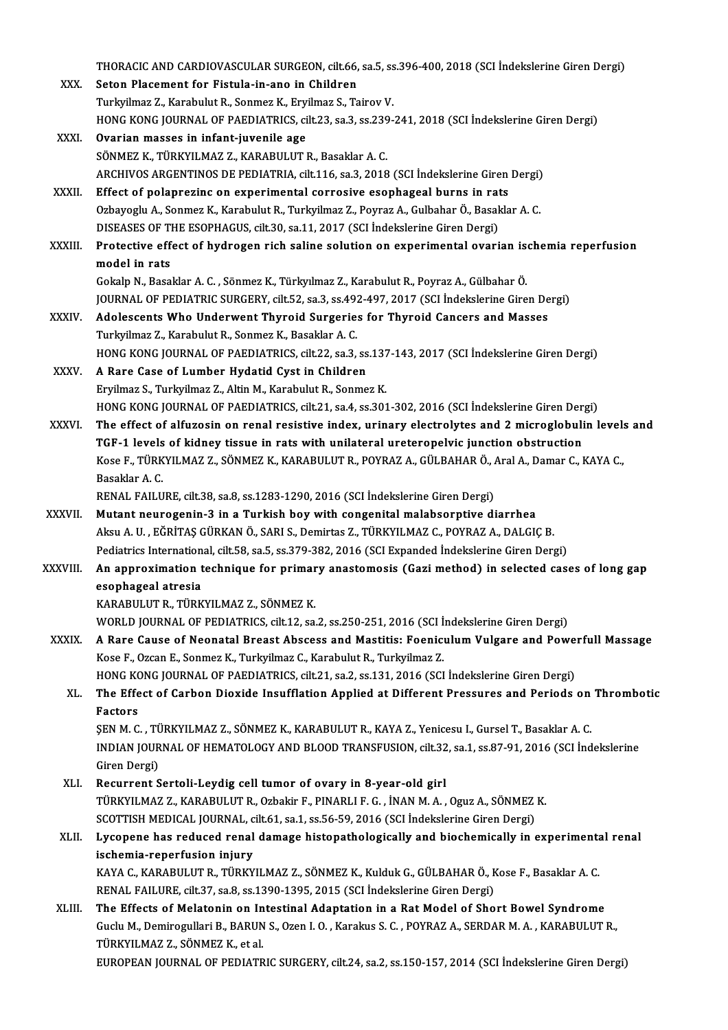THORACIC AND CARDIOVASCULAR SURGEON, cilt.66, sa.5, ss.396-400, 2018 (SCI İndekslerine Giren Dergi)

XXX. **Seton Placement for Fistula-in-ano in Children**
Turkyilmaz Z., Karabulut R., Sonmez K., Eryilmaz S., Tairov V.
HONG KONG JOURNAL OF PAEDIATRICS, cilt.23, sa.3, ss.239-241, 2018 (SCI İndekslerine Giren Dergi)

XXXI. **Ovarian masses in infant-juvenile age**
SÖNMEZ K., TÜRKYILMAZ Z., KARABULUT R., Basaklar A. C.
ARCHIVOS ARGENTINOS DE PEDIATRIA, cilt.116, sa.3, 2018 (SCI İndekslerine Giren Dergi)

XXXII. **Effect of polaprezinc on experimental corrosive esophageal burns in rats**
Ozbayoglu A., Sonmez K., Karabulut R., Turkyilmaz Z., Poyraz A., Gulbahar Ö., Basaklar A. C.
DISEASES OF THE ESOPHAGUS, cilt.30, sa.11, 2017 (SCI İndekslerine Giren Dergi)

XXXIII. **Protective effect of hydrogen rich saline solution on experimental ovarian ischemia reperfusion model in rats**
Gokalp N., Basaklar A. C. , Sönmez K., Türkyılmaz Z., Karabulut R., Poyraz A., Gülbahar Ö.
JOURNAL OF PEDIATRIC SURGERY, cilt.52, sa.3, ss.492-497, 2017 (SCI İndekslerine Giren Dergi)

XXXIV. **Adolescents Who Underwent Thyroid Surgeries for Thyroid Cancers and Masses**
Turkyilmaz Z., Karabulut R., Sonmez K., Basaklar A. C.
HONG KONG JOURNAL OF PAEDIATRICS, cilt.22, sa.3, ss.137-143, 2017 (SCI İndekslerine Giren Dergi)

XXXV. **A Rare Case of Lumber Hydatid Cyst in Children**
Eryilmaz S., Turkyilmaz Z., Altin M., Karabulut R., Sonmez K.
HONG KONG JOURNAL OF PAEDIATRICS, cilt.21, sa.4, ss.301-302, 2016 (SCI İndekslerine Giren Dergi)

XXXVI. **The effect of alfuzosin on renal resistive index, urinary electrolytes and 2 microglobulin levels and TGF-1 levels of kidney tissue in rats with unilateral ureteropelvic junction obstruction**
Kose F., TÜRKYILMAZ Z., SÖNMEZ K., KARABULUT R., POYRAZ A., GÜLBAHAR Ö., Aral A., Damar C., KAYA C., Basaklar A. C.
RENAL FAILURE, cilt.38, sa.8, ss.1283-1290, 2016 (SCI İndekslerine Giren Dergi)

XXXVII. **Mutant neurogenin-3 in a Turkish boy with congenital malabsorptive diarrhea**
Aksu A. U. , EĞRİTAŞ GÜRKAN Ö., SARI S., Demirtas Z., TÜRKYILMAZ C., POYRAZ A., DALGIÇ B.
Pediatrics International, cilt.58, sa.5, ss.379-382, 2016 (SCI Expanded İndekslerine Giren Dergi)

XXXVIII. **An approximation technique for primary anastomosis (Gazi method) in selected cases of long gap esophageal atresia**
KARABULUT R., TÜRKYILMAZ Z., SÖNMEZ K.
WORLD JOURNAL OF PEDIATRICS, cilt.12, sa.2, ss.250-251, 2016 (SCI İndekslerine Giren Dergi)

XXXIX. **A Rare Cause of Neonatal Breast Abscess and Mastitis: Foeniculum Vulgare and Powerfull Massage**
Kose F., Ozcan E., Sonmez K., Turkyilmaz C., Karabulut R., Turkyilmaz Z.
HONG KONG JOURNAL OF PAEDIATRICS, cilt.21, sa.2, ss.131, 2016 (SCI İndekslerine Giren Dergi)

XL. **The Effect of Carbon Dioxide Insufflation Applied at Different Pressures and Periods on Thrombotic Factors**
ŞEN M. C. , TÜRKYILMAZ Z., SÖNMEZ K., KARABULUT R., KAYA Z., Yenicesu I., Gursel T., Basaklar A. C.
INDIAN JOURNAL OF HEMATOLOGY AND BLOOD TRANSFUSION, cilt.32, sa.1, ss.87-91, 2016 (SCI İndekslerine Giren Dergi)

XLI. **Recurrent Sertoli-Leydig cell tumor of ovary in 8-year-old girl**
TÜRKYILMAZ Z., KARABULUT R., Ozbakir F., PINARLI F. G. , İNAN M. A. , Oguz A., SÖNMEZ K.
SCOTTISH MEDICAL JOURNAL, cilt.61, sa.1, ss.56-59, 2016 (SCI İndekslerine Giren Dergi)

XLII. **Lycopene has reduced renal damage histopathologically and biochemically in experimental renal ischemia-reperfusion injury**
KAYA C., KARABULUT R., TÜRKYILMAZ Z., SÖNMEZ K., Kulduk G., GÜLBAHAR Ö., Kose F., Basaklar A. C.
RENAL FAILURE, cilt.37, sa.8, ss.1390-1395, 2015 (SCI İndekslerine Giren Dergi)

XLIII. **The Effects of Melatonin on Intestinal Adaptation in a Rat Model of Short Bowel Syndrome**
Guclu M., Demirogullari B., BARUN S., Ozen I. O. , Karakus S. C. , POYRAZ A., SERDAR M. A. , KARABULUT R., TÜRKYILMAZ Z., SÖNMEZ K., et al.
EUROPEAN JOURNAL OF PEDIATRIC SURGERY, cilt.24, sa.2, ss.150-157, 2014 (SCI İndekslerine Giren Dergi)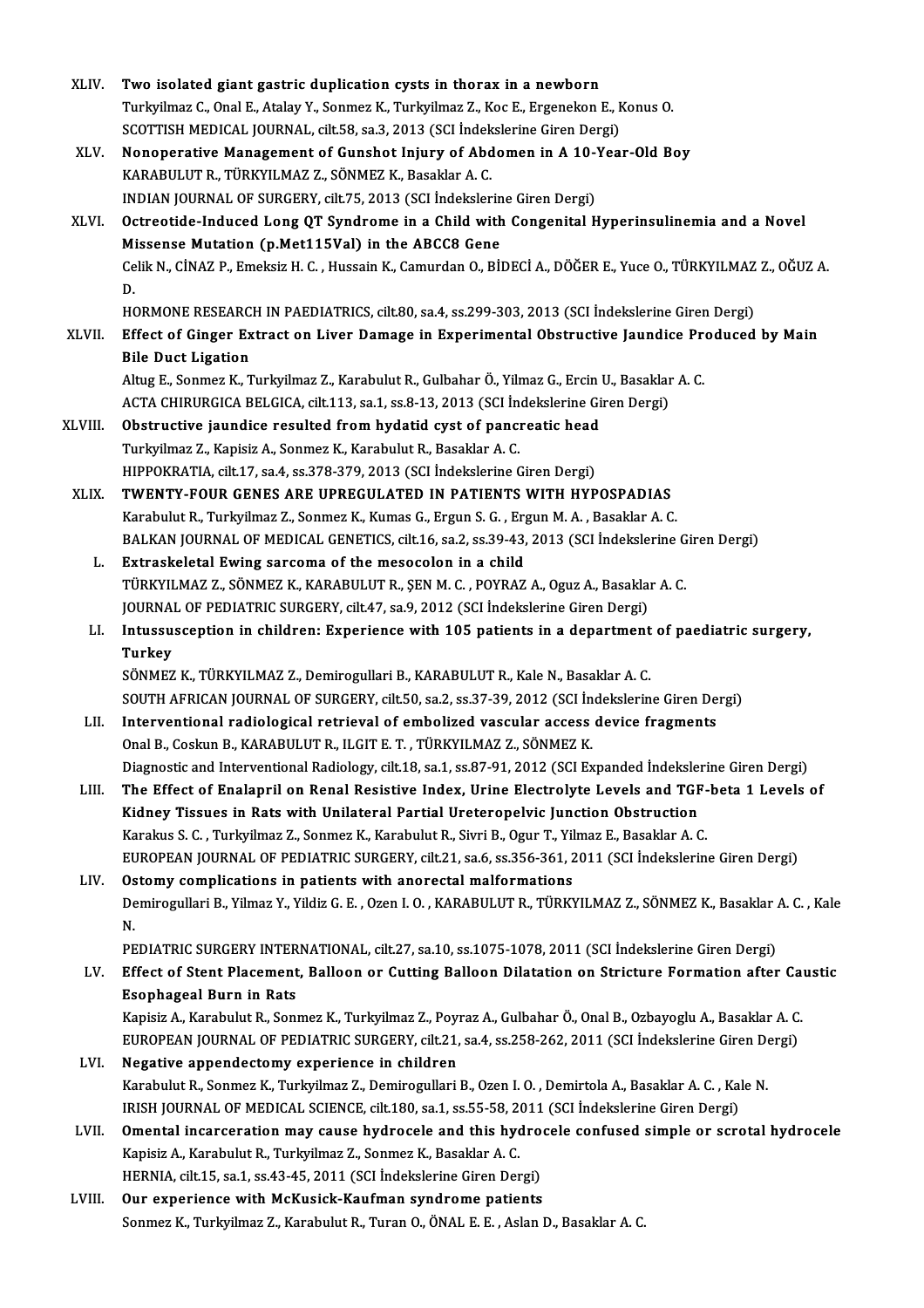XLIV. **Two isolated giant gastric duplication cysts in thorax in a newborn**
Turkyilmaz C., Onal E., Atalay Y., Sonmez K., Turkyilmaz Z., Koc E., Ergenekon E., Konus O.
SCOTTISH MEDICAL JOURNAL, cilt.58, sa.3, 2013 (SCI İndekslerine Giren Dergi)

XLV. **Nonoperative Management of Gunshot Injury of Abdomen in A 10-Year-Old Boy**
KARABULUT R., TÜRKYILMAZ Z., SÖNMEZ K., Basaklar A. C.
INDIAN JOURNAL OF SURGERY, cilt.75, 2013 (SCI İndekslerine Giren Dergi)

XLVI. **Octreotide-Induced Long QT Syndrome in a Child with Congenital Hyperinsulinemia and a Novel Missense Mutation (p.Met115Val) in the ABCC8 Gene**
Celik N., CİNAZ P., Emeksiz H. C. , Hussain K., Camurdan O., BİDECİ A., DÖĞER E., Yuce O., TÜRKYILMAZ Z., OĞUZ A. D.
HORMONE RESEARCH IN PAEDIATRICS, cilt.80, sa.4, ss.299-303, 2013 (SCI İndekslerine Giren Dergi)

XLVII. **Effect of Ginger Extract on Liver Damage in Experimental Obstructive Jaundice Produced by Main Bile Duct Ligation**
Altug E., Sonmez K., Turkyilmaz Z., Karabulut R., Gulbahar Ö., Yilmaz G., Ercin U., Basaklar A. C.
ACTA CHIRURGICA BELGICA, cilt.113, sa.1, ss.8-13, 2013 (SCI İndekslerine Giren Dergi)

XLVIII. **Obstructive jaundice resulted from hydatid cyst of pancreatic head**
Turkyilmaz Z., Kapisiz A., Sonmez K., Karabulut R., Basaklar A. C.
HIPPOKRATIA, cilt.17, sa.4, ss.378-379, 2013 (SCI İndekslerine Giren Dergi)

XLIX. **TWENTY-FOUR GENES ARE UPREGULATED IN PATIENTS WITH HYPOSPADIAS**
Karabulut R., Turkyilmaz Z., Sonmez K., Kumas G., Ergun S. G. , Ergun M. A. , Basaklar A. C.
BALKAN JOURNAL OF MEDICAL GENETICS, cilt.16, sa.2, ss.39-43, 2013 (SCI İndekslerine Giren Dergi)

L. **Extraskeletal Ewing sarcoma of the mesocolon in a child**
TÜRKYILMAZ Z., SÖNMEZ K., KARABULUT R., ŞEN M. C. , POYRAZ A., Oguz A., Basaklar A. C.
JOURNAL OF PEDIATRIC SURGERY, cilt.47, sa.9, 2012 (SCI İndekslerine Giren Dergi)

LI. **Intussusception in children: Experience with 105 patients in a department of paediatric surgery, Turkey**
SÖNMEZ K., TÜRKYILMAZ Z., Demirogullari B., KARABULUT R., Kale N., Basaklar A. C.
SOUTH AFRICAN JOURNAL OF SURGERY, cilt.50, sa.2, ss.37-39, 2012 (SCI İndekslerine Giren Dergi)

LII. **Interventional radiological retrieval of embolized vascular access device fragments**
Onal B., Coskun B., KARABULUT R., ILGIT E. T. , TÜRKYILMAZ Z., SÖNMEZ K.
Diagnostic and Interventional Radiology, cilt.18, sa.1, ss.87-91, 2012 (SCI Expanded İndekslerine Giren Dergi)

LIII. **The Effect of Enalapril on Renal Resistive Index, Urine Electrolyte Levels and TGF-beta 1 Levels of Kidney Tissues in Rats with Unilateral Partial Ureteropelvic Junction Obstruction**
Karakus S. C. , Turkyilmaz Z., Sonmez K., Karabulut R., Sivri B., Ogur T., Yilmaz E., Basaklar A. C.
EUROPEAN JOURNAL OF PEDIATRIC SURGERY, cilt.21, sa.6, ss.356-361, 2011 (SCI İndekslerine Giren Dergi)

LIV. **Ostomy complications in patients with anorectal malformations**
Demirogullari B., Yilmaz Y., Yildiz G. E. , Ozen I. O. , KARABULUT R., TÜRKYILMAZ Z., SÖNMEZ K., Basaklar A. C. , Kale N.
PEDIATRIC SURGERY INTERNATIONAL, cilt.27, sa.10, ss.1075-1078, 2011 (SCI İndekslerine Giren Dergi)

LV. **Effect of Stent Placement, Balloon or Cutting Balloon Dilatation on Stricture Formation after Caustic Esophageal Burn in Rats**
Kapisiz A., Karabulut R., Sonmez K., Turkyilmaz Z., Poyraz A., Gulbahar Ö., Onal B., Ozbayoglu A., Basaklar A. C.
EUROPEAN JOURNAL OF PEDIATRIC SURGERY, cilt.21, sa.4, ss.258-262, 2011 (SCI İndekslerine Giren Dergi)

LVI. **Negative appendectomy experience in children**
Karabulut R., Sonmez K., Turkyilmaz Z., Demirogullari B., Ozen I. O. , Demirtola A., Basaklar A. C. , Kale N.
IRISH JOURNAL OF MEDICAL SCIENCE, cilt.180, sa.1, ss.55-58, 2011 (SCI İndekslerine Giren Dergi)

LVII. **Omental incarceration may cause hydrocele and this hydrocele confused simple or scrotal hydrocele**
Kapisiz A., Karabulut R., Turkyilmaz Z., Sonmez K., Basaklar A. C.
HERNIA, cilt.15, sa.1, ss.43-45, 2011 (SCI İndekslerine Giren Dergi)

LVIII. **Our experience with McKusick-Kaufman syndrome patients**
Sonmez K., Turkyilmaz Z., Karabulut R., Turan O., ÖNAL E. E. , Aslan D., Basaklar A. C.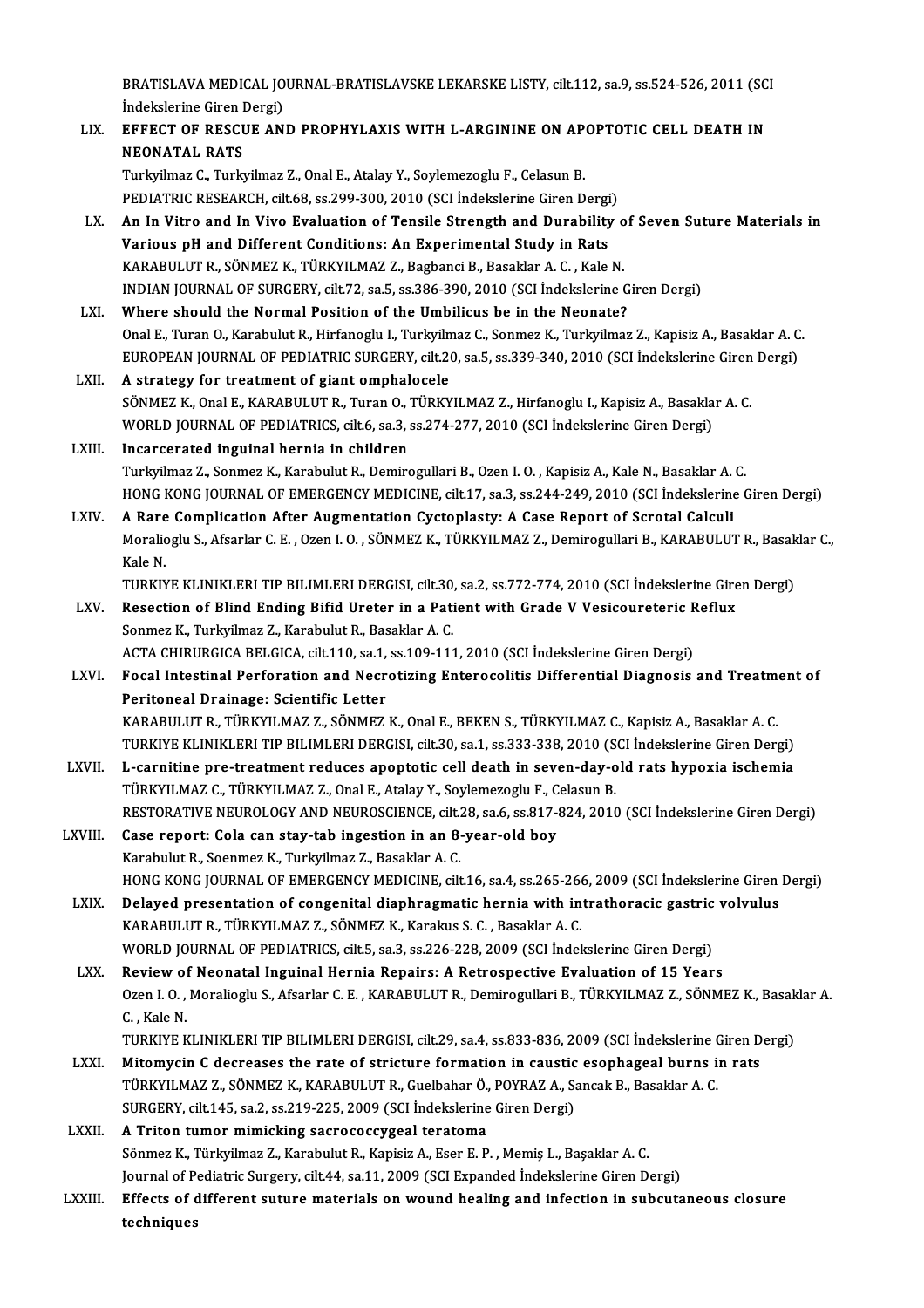BRATISLAVA MEDICAL JOURNAL-BRATISLAVSKE LEKARSKE LISTY, cilt.112, sa.9, ss.524-526, 2011 (SCI İndekslerine Giren Dergi)

LIX. **EFFECT OF RESCUE AND PROPHYLAXIS WITH L-ARGININE ON APOPTOTIC CELL DEATH IN NEONATAL RATS**
Turkyilmaz C., Turkyilmaz Z., Onal E., Atalay Y., Soylemezoglu F., Celasun B.
PEDIATRIC RESEARCH, cilt.68, ss.299-300, 2010 (SCI İndekslerine Giren Dergi)

LX. **An In Vitro and In Vivo Evaluation of Tensile Strength and Durability of Seven Suture Materials in Various pH and Different Conditions: An Experimental Study in Rats**
KARABULUT R., SÖNMEZ K., TÜRKYILMAZ Z., Bagbanci B., Basaklar A. C. , Kale N.
INDIAN JOURNAL OF SURGERY, cilt.72, sa.5, ss.386-390, 2010 (SCI İndekslerine Giren Dergi)

LXI. **Where should the Normal Position of the Umbilicus be in the Neonate?**
Onal E., Turan O., Karabulut R., Hirfanoglu I., Turkyilmaz C., Sonmez K., Turkyilmaz Z., Kapisiz A., Basaklar A. C.
EUROPEAN JOURNAL OF PEDIATRIC SURGERY, cilt.20, sa.5, ss.339-340, 2010 (SCI İndekslerine Giren Dergi)

LXII. **A strategy for treatment of giant omphalocele**
SÖNMEZ K., Onal E., KARABULUT R., Turan O., TÜRKYILMAZ Z., Hirfanoglu I., Kapisiz A., Basaklar A. C.
WORLD JOURNAL OF PEDIATRICS, cilt.6, sa.3, ss.274-277, 2010 (SCI İndekslerine Giren Dergi)

LXIII. **Incarcerated inguinal hernia in children**
Turkyilmaz Z., Sonmez K., Karabulut R., Demirogullari B., Ozen I. O. , Kapisiz A., Kale N., Basaklar A. C.
HONG KONG JOURNAL OF EMERGENCY MEDICINE, cilt.17, sa.3, ss.244-249, 2010 (SCI İndekslerine Giren Dergi)

LXIV. **A Rare Complication After Augmentation Cyctoplasty: A Case Report of Scrotal Calculi**
Moralioglu S., Afsarlar C. E. , Ozen I. O. , SÖNMEZ K., TÜRKYILMAZ Z., Demirogullari B., KARABULUT R., Basaklar C., Kale N.
TURKIYE KLINIKLERI TIP BILIMLERI DERGISI, cilt.30, sa.2, ss.772-774, 2010 (SCI İndekslerine Giren Dergi)

LXV. **Resection of Blind Ending Bifid Ureter in a Patient with Grade V Vesicoureteric Reflux**
Sonmez K., Turkyilmaz Z., Karabulut R., Basaklar A. C.
ACTA CHIRURGICA BELGICA, cilt.110, sa.1, ss.109-111, 2010 (SCI İndekslerine Giren Dergi)

LXVI. **Focal Intestinal Perforation and Necrotizing Enterocolitis Differential Diagnosis and Treatment of Peritoneal Drainage: Scientific Letter**
KARABULUT R., TÜRKYILMAZ Z., SÖNMEZ K., Onal E., BEKEN S., TÜRKYILMAZ C., Kapisiz A., Basaklar A. C.
TURKIYE KLINIKLERI TIP BILIMLERI DERGISI, cilt.30, sa.1, ss.333-338, 2010 (SCI İndekslerine Giren Dergi)

LXVII. **L-carnitine pre-treatment reduces apoptotic cell death in seven-day-old rats hypoxia ischemia**
TÜRKYILMAZ C., TÜRKYILMAZ Z., Onal E., Atalay Y., Soylemezoglu F., Celasun B.
RESTORATIVE NEUROLOGY AND NEUROSCIENCE, cilt.28, sa.6, ss.817-824, 2010 (SCI İndekslerine Giren Dergi)

LXVIII. **Case report: Cola can stay-tab ingestion in an 8-year-old boy**
Karabulut R., Soenmez K., Turkyilmaz Z., Basaklar A. C.
HONG KONG JOURNAL OF EMERGENCY MEDICINE, cilt.16, sa.4, ss.265-266, 2009 (SCI İndekslerine Giren Dergi)

LXIX. **Delayed presentation of congenital diaphragmatic hernia with intrathoracic gastric volvulus**
KARABULUT R., TÜRKYILMAZ Z., SÖNMEZ K., Karakus S. C. , Basaklar A. C.
WORLD JOURNAL OF PEDIATRICS, cilt.5, sa.3, ss.226-228, 2009 (SCI İndekslerine Giren Dergi)

LXX. **Review of Neonatal Inguinal Hernia Repairs: A Retrospective Evaluation of 15 Years**
Ozen I. O. , Moralioglu S., Afsarlar C. E. , KARABULUT R., Demirogullari B., TÜRKYILMAZ Z., SÖNMEZ K., Basaklar A. C. , Kale N.
TURKIYE KLINIKLERI TIP BILIMLERI DERGISI, cilt.29, sa.4, ss.833-836, 2009 (SCI İndekslerine Giren Dergi)

LXXI. **Mitomycin C decreases the rate of stricture formation in caustic esophageal burns in rats**
TÜRKYILMAZ Z., SÖNMEZ K., KARABULUT R., Guelbahar Ö., POYRAZ A., Sancak B., Basaklar A. C.
SURGERY, cilt.145, sa.2, ss.219-225, 2009 (SCI İndekslerine Giren Dergi)

LXXII. **A Triton tumor mimicking sacrococcygeal teratoma**
Sönmez K., Türkyilmaz Z., Karabulut R., Kapisiz A., Eser E. P. , Memiş L., Başaklar A. C.
Journal of Pediatric Surgery, cilt.44, sa.11, 2009 (SCI Expanded İndekslerine Giren Dergi)

LXXIII. **Effects of different suture materials on wound healing and infection in subcutaneous closure techniques**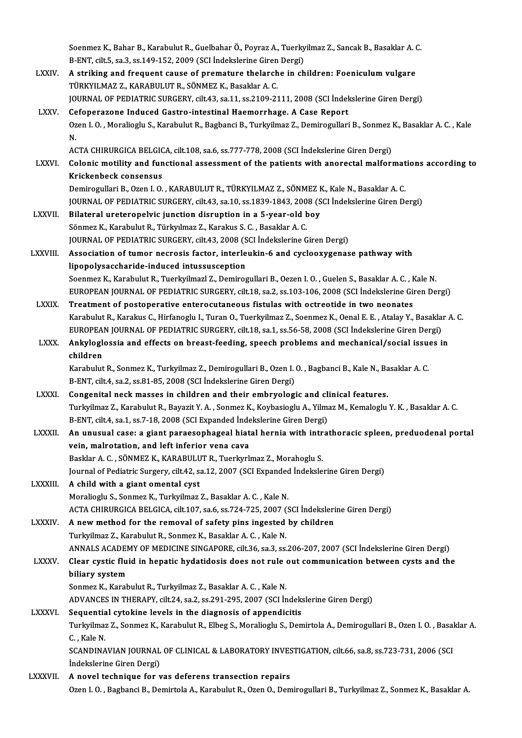Soenmez K., Bahar B., Karabulut R., Guelbahar Ö., Poyraz A., Tuerkyilmaz Z., Sancak B., Basaklar A. C.
B-ENT, cilt.5, sa.3, ss.149-152, 2009 (SCI İndekslerine Giren Dergi)

LXXIV. **A striking and frequent cause of premature thelarche in children: Foeniculum vulgare**
TÜRKYILMAZ Z., KARABULUT R., SÖNMEZ K., Basaklar A. C.
JOURNAL OF PEDIATRIC SURGERY, cilt.43, sa.11, ss.2109-2111, 2008 (SCI İndekslerine Giren Dergi)

LXXV. **Cefoperazone Induced Gastro-intestinal Haemorrhage. A Case Report**
Ozen I. O. , Moralioglu S., Karabulut R., Bagbanci B., Turkyilmaz Z., Demirogullari B., Sonmez K., Basaklar A. C. , Kale N.
ACTA CHIRURGICA BELGICA, cilt.108, sa.6, ss.777-778, 2008 (SCI İndekslerine Giren Dergi)

LXXVI. **Colonic motility and functional assessment of the patients with anorectal malformations according to Krickenbeck consensus**
Demirogullari B., Ozen I. O. , KARABULUT R., TÜRKYILMAZ Z., SÖNMEZ K., Kale N., Basaklar A. C.
JOURNAL OF PEDIATRIC SURGERY, cilt.43, sa.10, ss.1839-1843, 2008 (SCI İndekslerine Giren Dergi)

LXXVII. **Bilateral ureteropelvic junction disruption in a 5-year-old boy**
Sönmez K., Karabulut R., Türkyılmaz Z., Karakus S. C. , Basaklar A. C.
JOURNAL OF PEDIATRIC SURGERY, cilt.43, 2008 (SCI İndekslerine Giren Dergi)

LXXVIII. **Association of tumor necrosis factor, interleukin-6 and cyclooxygenase pathway with lipopolysaccharide-induced intussusception**
Soenmez K., Karabulut R., Tuerkyilmazl Z., Demirogullari B., Oezen I. O. , Guelen S., Basaklar A. C. , Kale N.
EUROPEAN JOURNAL OF PEDIATRIC SURGERY, cilt.18, sa.2, ss.103-106, 2008 (SCI İndekslerine Giren Dergi)

LXXIX. **Treatment of postoperative enterocutaneous fistulas with octreotide in two neonates**
Karabulut R., Karakus C., Hirfanoglu I., Turan O., Tuerkyilmaz Z., Soenmez K., Oenal E. E. , Atalay Y., Basaklar A. C.
EUROPEAN JOURNAL OF PEDIATRIC SURGERY, cilt.18, sa.1, ss.56-58, 2008 (SCI İndekslerine Giren Dergi)

LXXX. **Ankyloglossia and effects on breast-feeding, speech problems and mechanical/social issues in children**
Karabulut R., Sonmez K., Turkyilmaz Z., Demirogullari B., Ozen I. O. , Bagbanci B., Kale N., Basaklar A. C.
B-ENT, cilt.4, sa.2, ss.81-85, 2008 (SCI İndekslerine Giren Dergi)

LXXXI. **Congenital neck masses in children and their embryologic and clinical features.**
Turkyilmaz Z., Karabulut R., Bayazit Y. A. , Sonmez K., Koybasioglu A., Yilmaz M., Kemaloglu Y. K. , Basaklar A. C.
B-ENT, cilt.4, sa.1, ss.7-18, 2008 (SCI Expanded İndekslerine Giren Dergi)

LXXXII. **An unusual case: a giant paraesophageal hiatal hernia with intrathoracic spleen, preduodenal portal vein, malrotation, and left inferior vena cava**
Basklar A. C. , SÖNMEZ K., KARABULUT R., Tuerkyrlmaz Z., Morahoglu S.
Journal of Pediatric Surgery, cilt.42, sa.12, 2007 (SCI Expanded İndekslerine Giren Dergi)

LXXXIII. **A child with a giant omental cyst**
Moralioglu S., Sonmez K., Turkyilmaz Z., Basaklar A. C. , Kale N.
ACTA CHIRURGICA BELGICA, cilt.107, sa.6, ss.724-725, 2007 (SCI İndekslerine Giren Dergi)

LXXXIV. **A new method for the removal of safety pins ingested by children**
Turkyilmaz Z., Karabulut R., Sonmez K., Basaklar A. C. , Kale N.
ANNALS ACADEMY OF MEDICINE SINGAPORE, cilt.36, sa.3, ss.206-207, 2007 (SCI İndekslerine Giren Dergi)

LXXXV. **Clear cystic fluid in hepatic hydatidosis does not rule out communication between cysts and the biliary system**
Sonmez K., Karabulut R., Turkyilmaz Z., Basaklar A. C. , Kale N.
ADVANCES IN THERAPY, cilt.24, sa.2, ss.291-295, 2007 (SCI İndekslerine Giren Dergi)

LXXXVI. **Sequential cytokine levels in the diagnosis of appendicitis**
Turkyilmaz Z., Sonmez K., Karabulut R., Elbeg S., Moralioglu S., Demirtola A., Demirogullari B., Ozen I. O. , Basaklar A. C. , Kale N.
SCANDINAVIAN JOURNAL OF CLINICAL & LABORATORY INVESTIGATION, cilt.66, sa.8, ss.723-731, 2006 (SCI İndekslerine Giren Dergi)

LXXXVII. **A novel technique for vas deferens transection repairs**
Ozen I. O. , Bagbanci B., Demirtola A., Karabulut R., Ozen O., Demirogullari B., Turkyilmaz Z., Sonmez K., Basaklar A.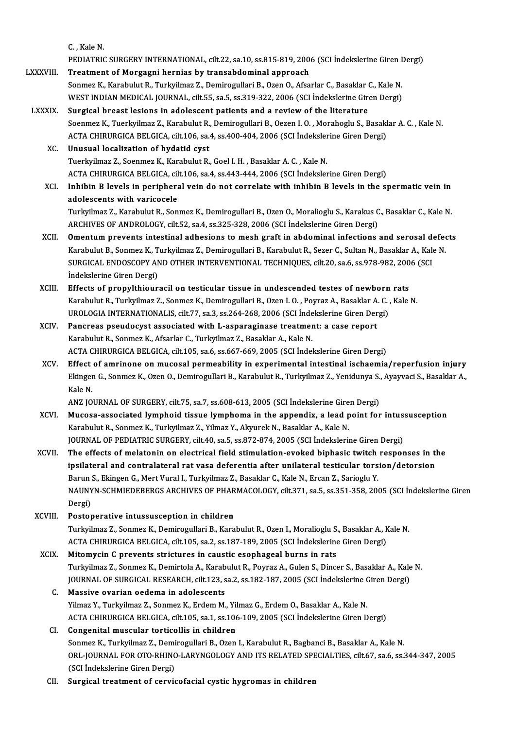C. , Kale N.
PEDIATRIC SURGERY INTERNATIONAL, cilt.22, sa.10, ss.815-819, 2006 (SCI İndekslerine Giren Dergi)

LXXXVIII. **Treatment of Morgagni hernias by transabdominal approach**
Sonmez K., Karabulut R., Turkyilmaz Z., Demirogullari B., Ozen O., Afsarlar C., Basaklar C., Kale N.
WEST INDIAN MEDICAL JOURNAL, cilt.55, sa.5, ss.319-322, 2006 (SCI İndekslerine Giren Dergi)

LXXXIX. **Surgical breast lesions in adolescent patients and a review of the literature**
Soenmez K., Tuerkyilmaz Z., Karabulut R., Demirogullari B., Oezen I. O. , Morahoglu S., Basaklar A. C. , Kale N.
ACTA CHIRURGICA BELGICA, cilt.106, sa.4, ss.400-404, 2006 (SCI İndekslerine Giren Dergi)

XC. **Unusual localization of hydatid cyst**
Tuerkyilmaz Z., Soenmez K., Karabulut R., Goel I. H. , Basaklar A. C. , Kale N.
ACTA CHIRURGICA BELGICA, cilt.106, sa.4, ss.443-444, 2006 (SCI İndekslerine Giren Dergi)

XCI. **Inhibin B levels in peripheral vein do not correlate with inhibin B levels in the spermatic vein in adolescents with varicocele**
Turkyilmaz Z., Karabulut R., Sonmez K., Demirogullari B., Ozen O., Moralioglu S., Karakus C., Basaklar C., Kale N.
ARCHIVES OF ANDROLOGY, cilt.52, sa.4, ss.325-328, 2006 (SCI İndekslerine Giren Dergi)

XCII. **Omentum prevents intestinal adhesions to mesh graft in abdominal infections and serosal defects**
Karabulut B., Sonmez K., Turkyilmaz Z., Demirogullari B., Karabulut R., Sezer C., Sultan N., Basaklar A., Kale N.
SURGICAL ENDOSCOPY AND OTHER INTERVENTIONAL TECHNIQUES, cilt.20, sa.6, ss.978-982, 2006 (SCI İndekslerine Giren Dergi)

XCIII. **Effects of propylthiouracil on testicular tissue in undescended testes of newborn rats**
Karabulut R., Turkyilmaz Z., Sonmez K., Demirogullari B., Ozen I. O. , Poyraz A., Basaklar A. C. , Kale N.
UROLOGIA INTERNATIONALIS, cilt.77, sa.3, ss.264-268, 2006 (SCI İndekslerine Giren Dergi)

XCIV. **Pancreas pseudocyst associated with L-asparaginase treatment: a case report**
Karabulut R., Sonmez K., Afsarlar C., Turkyilmaz Z., Basaklar A., Kale N.
ACTA CHIRURGICA BELGICA, cilt.105, sa.6, ss.667-669, 2005 (SCI İndekslerine Giren Dergi)

XCV. **Effect of amrinone on mucosal permeability in experimental intestinal ischaemia/reperfusion injury**
Ekingen G., Sonmez K., Ozen O., Demirogullari B., Karabulut R., Turkyilmaz Z., Yenidunya S., Ayayvaci S., Basaklar A., Kale N.
ANZ JOURNAL OF SURGERY, cilt.75, sa.7, ss.608-613, 2005 (SCI İndekslerine Giren Dergi)

XCVI. **Mucosa-associated lymphoid tissue lymphoma in the appendix, a lead point for intussusception**
Karabulut R., Sonmez K., Turkyilmaz Z., Yilmaz Y., Akyurek N., Basaklar A., Kale N.
JOURNAL OF PEDIATRIC SURGERY, cilt.40, sa.5, ss.872-874, 2005 (SCI İndekslerine Giren Dergi)

XCVII. **The effects of melatonin on electrical field stimulation-evoked biphasic twitch responses in the ipsilateral and contralateral rat vasa deferentia after unilateral testicular torsion/detorsion**
Barun S., Ekingen G., Mert Vural I., Turkyilmaz Z., Basaklar C., Kale N., Ercan Z., Sarioglu Y.
NAUNYN-SCHMIEDEBERGS ARCHIVES OF PHARMACOLOGY, cilt.371, sa.5, ss.351-358, 2005 (SCI İndekslerine Giren Dergi)

XCVIII. **Postoperative intussusception in children**
Turkyilmaz Z., Sonmez K., Demirogullari B., Karabulut R., Ozen I., Moralioglu S., Basaklar A., Kale N.
ACTA CHIRURGICA BELGICA, cilt.105, sa.2, ss.187-189, 2005 (SCI İndekslerine Giren Dergi)

XCIX. **Mitomycin C prevents strictures in caustic esophageal burns in rats**
Turkyilmaz Z., Sonmez K., Demirtola A., Karabulut R., Poyraz A., Gulen S., Dincer S., Basaklar A., Kale N.
JOURNAL OF SURGICAL RESEARCH, cilt.123, sa.2, ss.182-187, 2005 (SCI İndekslerine Giren Dergi)

C. **Massive ovarian oedema in adolescents**
Yilmaz Y., Turkyilmaz Z., Sonmez K., Erdem M., Yilmaz G., Erdem O., Basaklar A., Kale N.
ACTA CHIRURGICA BELGICA, cilt.105, sa.1, ss.106-109, 2005 (SCI İndekslerine Giren Dergi)

CI. **Congenital muscular torticollis in children**
Sonmez K., Turkyilmaz Z., Demirogullari B., Ozen I., Karabulut R., Bagbanci B., Basaklar A., Kale N.
ORL-JOURNAL FOR OTO-RHINO-LARYNGOLOGY AND ITS RELATED SPECIALTIES, cilt.67, sa.6, ss.344-347, 2005 (SCI İndekslerine Giren Dergi)

CII. **Surgical treatment of cervicofacial cystic hygromas in children**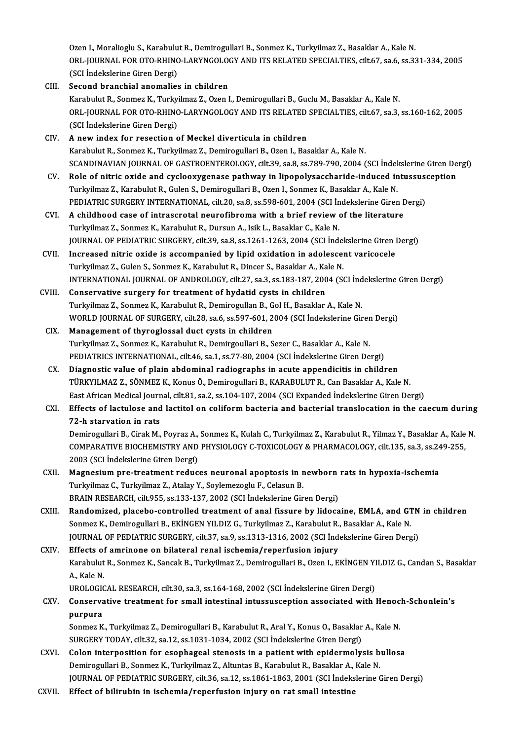Ozen I., Moralioglu S., Karabulut R., Demirogullari B., Sonmez K., Turkyilmaz Z., Basaklar A., Kale N.
ORL-JOURNAL FOR OTO-RHINO-LARYNGOLOGY AND ITS RELATED SPECIALTIES, cilt.67, sa.6, ss.331-334, 2005 (SCI İndekslerine Giren Dergi)

CIII. **Second branchial anomalies in children**
Karabulut R., Sonmez K., Turkyilmaz Z., Ozen I., Demirogullari B., Guclu M., Basaklar A., Kale N.
ORL-JOURNAL FOR OTO-RHINO-LARYNGOLOGY AND ITS RELATED SPECIALTIES, cilt.67, sa.3, ss.160-162, 2005 (SCI İndekslerine Giren Dergi)

CIV. **A new index for resection of Meckel diverticula in children**
Karabulut R., Sonmez K., Turkyilmaz Z., Demirogullari B., Ozen I., Basaklar A., Kale N.
SCANDINAVIAN JOURNAL OF GASTROENTEROLOGY, cilt.39, sa.8, ss.789-790, 2004 (SCI İndekslerine Giren Dergi)

CV. **Role of nitric oxide and cyclooxygenase pathway in lipopolysaccharide-induced intussusception**
Turkyilmaz Z., Karabulut R., Gulen S., Demirogullari B., Ozen I., Sonmez K., Basaklar A., Kale N.
PEDIATRIC SURGERY INTERNATIONAL, cilt.20, sa.8, ss.598-601, 2004 (SCI İndekslerine Giren Dergi)

CVI. **A childhood case of intrascrotal neurofibroma with a brief review of the literature**
Turkyilmaz Z., Sonmez K., Karabulut R., Dursun A., Isik L., Basaklar C., Kale N.
JOURNAL OF PEDIATRIC SURGERY, cilt.39, sa.8, ss.1261-1263, 2004 (SCI İndekslerine Giren Dergi)

CVII. **Increased nitric oxide is accompanied by lipid oxidation in adolescent varicocele**
Turkyilmaz Z., Gulen S., Sonmez K., Karabulut R., Dincer S., Basaklar A., Kale N.
INTERNATIONAL JOURNAL OF ANDROLOGY, cilt.27, sa.3, ss.183-187, 2004 (SCI İndekslerine Giren Dergi)

CVIII. **Conservative surgery for treatment of hydatid cysts in children**
Turkyilmaz Z., Sonmez K., Karabulut R., Demirogullan B., Gol H., Basaklar A., Kale N.
WORLD JOURNAL OF SURGERY, cilt.28, sa.6, ss.597-601, 2004 (SCI İndekslerine Giren Dergi)

CIX. **Management of thyroglossal duct cysts in children**
Turkyilmaz Z., Sonmez K., Karabulut R., Demirgoullari B., Sezer C., Basaklar A., Kale N.
PEDIATRICS INTERNATIONAL, cilt.46, sa.1, ss.77-80, 2004 (SCI İndekslerine Giren Dergi)

CX. **Diagnostic value of plain abdominal radiographs in acute appendicitis in children**
TÜRKYILMAZ Z., SÖNMEZ K., Konus Ö., Demirogullari B., KARABULUT R., Can Basaklar A., Kale N.
East African Medical Journal, cilt.81, sa.2, ss.104-107, 2004 (SCI Expanded İndekslerine Giren Dergi)

CXI. **Effects of lactulose and lactitol on coliform bacteria and bacterial translocation in the caecum during 72-h starvation in rats**
Demirogullari B., Cirak M., Poyraz A., Sonmez K., Kulah C., Turkyilmaz Z., Karabulut R., Yilmaz Y., Basaklar A., Kale N.
COMPARATIVE BIOCHEMISTRY AND PHYSIOLOGY C-TOXICOLOGY & PHARMACOLOGY, cilt.135, sa.3, ss.249-255, 2003 (SCI İndekslerine Giren Dergi)

CXII. **Magnesium pre-treatment reduces neuronal apoptosis in newborn rats in hypoxia-ischemia**
Turkyilmaz C., Turkyilmaz Z., Atalay Y., Soylemezoglu F., Celasun B.
BRAIN RESEARCH, cilt.955, ss.133-137, 2002 (SCI İndekslerine Giren Dergi)

CXIII. **Randomized, placebo-controlled treatment of anal fissure by lidocaine, EMLA, and GTN in children**
Sonmez K., Demirogullari B., EKİNGEN YILDIZ G., Turkyilmaz Z., Karabulut R., Basaklar A., Kale N.
JOURNAL OF PEDIATRIC SURGERY, cilt.37, sa.9, ss.1313-1316, 2002 (SCI İndekslerine Giren Dergi)

CXIV. **Effects of amrinone on bilateral renal ischemia/reperfusion injury**
Karabulut R., Sonmez K., Sancak B., Turkyilmaz Z., Demirogullari B., Ozen I., EKİNGEN YILDIZ G., Candan S., Basaklar A., Kale N.
UROLOGICAL RESEARCH, cilt.30, sa.3, ss.164-168, 2002 (SCI İndekslerine Giren Dergi)

CXV. **Conservative treatment for small intestinal intussusception associated with Henoch-Schonlein's purpura**
Sonmez K., Turkyilmaz Z., Demirogullari B., Karabulut R., Aral Y., Konus O., Basaklar A., Kale N.
SURGERY TODAY, cilt.32, sa.12, ss.1031-1034, 2002 (SCI İndekslerine Giren Dergi)

CXVI. **Colon interposition for esophageal stenosis in a patient with epidermolysis bullosa**
Demirogullari B., Sonmez K., Turkyilmaz Z., Altuntas B., Karabulut R., Basaklar A., Kale N.
JOURNAL OF PEDIATRIC SURGERY, cilt.36, sa.12, ss.1861-1863, 2001 (SCI İndekslerine Giren Dergi)

CXVII. **Effect of bilirubin in ischemia/reperfusion injury on rat small intestine**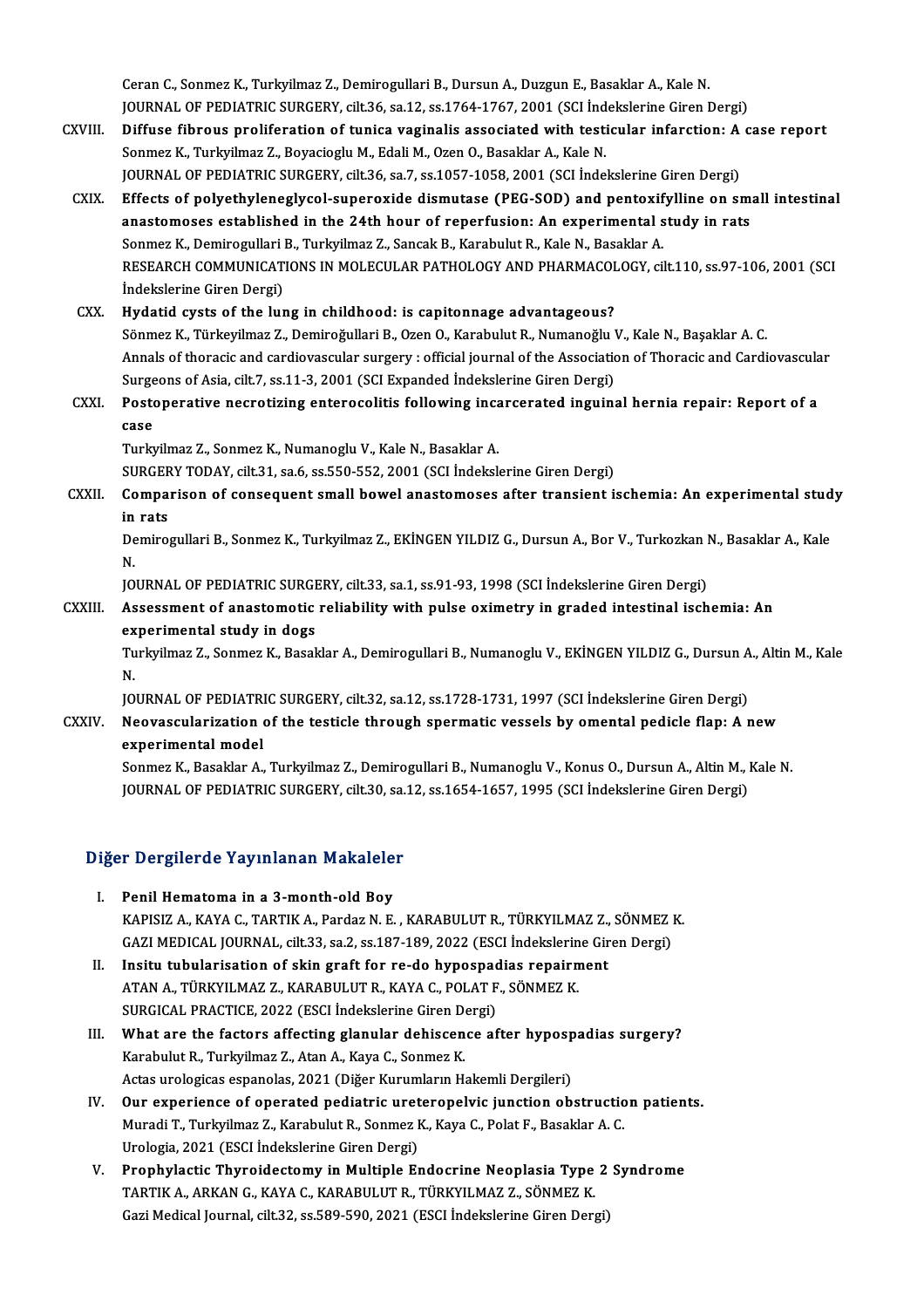Ceran C., Sonmez K., Turkyilmaz Z., Demirogullari B., Dursun A., Duzgun E., Basaklar A., Kale N.
JOURNAL OF PEDIATRIC SURGERY, cilt.36, sa.12, ss.1764-1767, 2001 (SCI İndekslerine Giren Dergi)

CXVIII. **Diffuse fibrous proliferation of tunica vaginalis associated with testicular infarction: A case report**
Sonmez K., Turkyilmaz Z., Boyacioglu M., Edali M., Ozen O., Basaklar A., Kale N.
JOURNAL OF PEDIATRIC SURGERY, cilt.36, sa.7, ss.1057-1058, 2001 (SCI İndekslerine Giren Dergi)

CXIX. **Effects of polyethyleneglycol-superoxide dismutase (PEG-SOD) and pentoxifylline on small intestinal anastomoses established in the 24th hour of reperfusion: An experimental study in rats**
Sonmez K., Demirogullari B., Turkyilmaz Z., Sancak B., Karabulut R., Kale N., Basaklar A.
RESEARCH COMMUNICATIONS IN MOLECULAR PATHOLOGY AND PHARMACOLOGY, cilt.110, ss.97-106, 2001 (SCI İndekslerine Giren Dergi)

CXX. **Hydatid cysts of the lung in childhood: is capitonnage advantageous?**
Sönmez K., Türkeyilmaz Z., Demiroğullari B., Ozen O., Karabulut R., Numanoğlu V., Kale N., Başaklar A. C.
Annals of thoracic and cardiovascular surgery : official journal of the Association of Thoracic and Cardiovascular Surgeons of Asia, cilt.7, ss.11-3, 2001 (SCI Expanded İndekslerine Giren Dergi)

CXXI. **Postoperative necrotizing enterocolitis following incarcerated inguinal hernia repair: Report of a case**
Turkyilmaz Z., Sonmez K., Numanoglu V., Kale N., Basaklar A.
SURGERY TODAY, cilt.31, sa.6, ss.550-552, 2001 (SCI İndekslerine Giren Dergi)

CXXII. **Comparison of consequent small bowel anastomoses after transient ischemia: An experimental study in rats**
Demirogullari B., Sonmez K., Turkyilmaz Z., EKİNGEN YILDIZ G., Dursun A., Bor V., Turkozkan N., Basaklar A., Kale N.
JOURNAL OF PEDIATRIC SURGERY, cilt.33, sa.1, ss.91-93, 1998 (SCI İndekslerine Giren Dergi)

CXXIII. **Assessment of anastomotic reliability with pulse oximetry in graded intestinal ischemia: An experimental study in dogs**
Turkyilmaz Z., Sonmez K., Basaklar A., Demirogullari B., Numanoglu V., EKİNGEN YILDIZ G., Dursun A., Altin M., Kale N.
JOURNAL OF PEDIATRIC SURGERY, cilt.32, sa.12, ss.1728-1731, 1997 (SCI İndekslerine Giren Dergi)

CXXIV. **Neovascularization of the testicle through spermatic vessels by omental pedicle flap: A new experimental model**
Sonmez K., Basaklar A., Turkyilmaz Z., Demirogullari B., Numanoglu V., Konus O., Dursun A., Altin M., Kale N.
JOURNAL OF PEDIATRIC SURGERY, cilt.30, sa.12, ss.1654-1657, 1995 (SCI İndekslerine Giren Dergi)

## Diğer Dergilerde Yayınlanan Makaleler

I. **Penil Hematoma in a 3-month-old Boy**
KAPISIZ A., KAYA C., TARTIK A., Pardaz N. E. , KARABULUT R., TÜRKYILMAZ Z., SÖNMEZ K.
GAZI MEDICAL JOURNAL, cilt.33, sa.2, ss.187-189, 2022 (ESCI İndekslerine Giren Dergi)

II. **Insitu tubularisation of skin graft for re-do hypospadias repairment**
ATAN A., TÜRKYILMAZ Z., KARABULUT R., KAYA C., POLAT F., SÖNMEZ K.
SURGICAL PRACTICE, 2022 (ESCI İndekslerine Giren Dergi)

III. **What are the factors affecting glanular dehiscence after hypospadias surgery?**
Karabulut R., Turkyilmaz Z., Atan A., Kaya C., Sonmez K.
Actas urologicas espanolas, 2021 (Diğer Kurumların Hakemli Dergileri)

IV. **Our experience of operated pediatric ureteropelvic junction obstruction patients.**
Muradi T., Turkyilmaz Z., Karabulut R., Sonmez K., Kaya C., Polat F., Basaklar A. C.
Urologia, 2021 (ESCI İndekslerine Giren Dergi)

V. **Prophylactic Thyroidectomy in Multiple Endocrine Neoplasia Type 2 Syndrome**
TARTIK A., ARKAN G., KAYA C., KARABULUT R., TÜRKYILMAZ Z., SÖNMEZ K.
Gazi Medical Journal, cilt.32, ss.589-590, 2021 (ESCI İndekslerine Giren Dergi)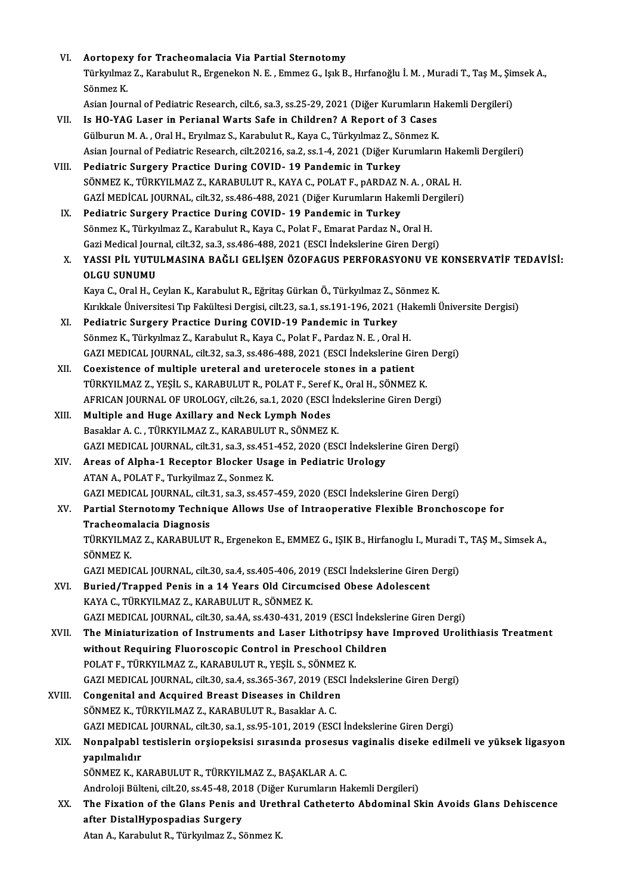VI. **Aortopexy for Tracheomalacia Via Partial Sternotomy**
Türkyılmaz Z., Karabulut R., Ergenekon N. E. , Emmez G., Işık B., Hırfanoğlu İ. M. , Muradi T., Taş M., Şimsek A., Sönmez K.
Asian Journal of Pediatric Research, cilt.6, sa.3, ss.25-29, 2021 (Diğer Kurumların Hakemli Dergileri)

VII. **Is HO-YAG Laser in Perianal Warts Safe in Children? A Report of 3 Cases**
Gülburun M. A. , Oral H., Eryılmaz S., Karabulut R., Kaya C., Türkyılmaz Z., Sönmez K.
Asian Journal of Pediatric Research, cilt.20216, sa.2, ss.1-4, 2021 (Diğer Kurumların Hakemli Dergileri)

VIII. **Pediatric Surgery Practice During COVID- 19 Pandemic in Turkey**
SÖNMEZ K., TÜRKYILMAZ Z., KARABULUT R., KAYA C., POLAT F., pARDAZ N. A. , ORAL H.
GAZİ MEDİCAL JOURNAL, cilt.32, ss.486-488, 2021 (Diğer Kurumların Hakemli Dergileri)

IX. **Pediatric Surgery Practice During COVID- 19 Pandemic in Turkey**
Sönmez K., Türkyılmaz Z., Karabulut R., Kaya C., Polat F., Emarat Pardaz N., Oral H.
Gazi Medical Journal, cilt.32, sa.3, ss.486-488, 2021 (ESCI İndekslerine Giren Dergi)

X. **YASSI PİL YUTULMASINA BAĞLI GELİŞEN ÖZOFAGUS PERFORASYONU VE KONSERVATİF TEDAVİSİ: OLGU SUNUMU**
Kaya C., Oral H., Ceylan K., Karabulut R., Eğritaş Gürkan Ö., Türkyılmaz Z., Sönmez K.
Kırıkkale Üniversitesi Tıp Fakültesi Dergisi, cilt.23, sa.1, ss.191-196, 2021 (Hakemli Üniversite Dergisi)

XI. **Pediatric Surgery Practice During COVID-19 Pandemic in Turkey**
Sönmez K., Türkyılmaz Z., Karabulut R., Kaya C., Polat F., Pardaz N. E. , Oral H.
GAZI MEDICAL JOURNAL, cilt.32, sa.3, ss.486-488, 2021 (ESCI İndekslerine Giren Dergi)

XII. **Coexistence of multiple ureteral and ureterocele stones in a patient**
TÜRKYILMAZ Z., YEŞİL S., KARABULUT R., POLAT F., Seref K., Oral H., SÖNMEZ K.
AFRICAN JOURNAL OF UROLOGY, cilt.26, sa.1, 2020 (ESCI İndekslerine Giren Dergi)

XIII. **Multiple and Huge Axillary and Neck Lymph Nodes**
Basaklar A. C. , TÜRKYILMAZ Z., KARABULUT R., SÖNMEZ K.
GAZI MEDICAL JOURNAL, cilt.31, sa.3, ss.451-452, 2020 (ESCI İndekslerine Giren Dergi)

XIV. **Areas of Alpha-1 Receptor Blocker Usage in Pediatric Urology**
ATAN A., POLAT F., Turkyilmaz Z., Sonmez K.
GAZI MEDICAL JOURNAL, cilt.31, sa.3, ss.457-459, 2020 (ESCI İndekslerine Giren Dergi)

XV. **Partial Sternotomy Technique Allows Use of Intraoperative Flexible Bronchoscope for Tracheomalacia Diagnosis**
TÜRKYILMAZ Z., KARABULUT R., Ergenekon E., EMMEZ G., IŞIK B., Hirfanoglu I., Muradi T., TAŞ M., Simsek A., SÖNMEZ K.
GAZI MEDICAL JOURNAL, cilt.30, sa.4, ss.405-406, 2019 (ESCI İndekslerine Giren Dergi)

XVI. **Buried/Trapped Penis in a 14 Years Old Circumcised Obese Adolescent**
KAYA C., TÜRKYILMAZ Z., KARABULUT R., SÖNMEZ K.
GAZI MEDICAL JOURNAL, cilt.30, sa.4A, ss.430-431, 2019 (ESCI İndekslerine Giren Dergi)

XVII. **The Miniaturization of Instruments and Laser Lithotripsy have Improved Urolithiasis Treatment without Requiring Fluoroscopic Control in Preschool Children**
POLAT F., TÜRKYILMAZ Z., KARABULUT R., YEŞİL S., SÖNMEZ K.
GAZI MEDICAL JOURNAL, cilt.30, sa.4, ss.365-367, 2019 (ESCI İndekslerine Giren Dergi)

XVIII. **Congenital and Acquired Breast Diseases in Children**
SÖNMEZ K., TÜRKYILMAZ Z., KARABULUT R., Basaklar A. C.
GAZI MEDICAL JOURNAL, cilt.30, sa.1, ss.95-101, 2019 (ESCI İndekslerine Giren Dergi)

XIX. **Nonpalpabl testislerin orşiopeksisi sırasında prosesus vaginalis diseke edilmeli ve yüksek ligasyon yapılmalıdır**
SÖNMEZ K., KARABULUT R., TÜRKYILMAZ Z., BAŞAKLAR A. C.
Androloji Bülteni, cilt.20, ss.45-48, 2018 (Diğer Kurumların Hakemli Dergileri)

XX. **The Fixation of the Glans Penis and Urethral Catheterto Abdominal Skin Avoids Glans Dehiscence after DistalHypospadias Surgery**
Atan A., Karabulut R., Türkyılmaz Z., Sönmez K.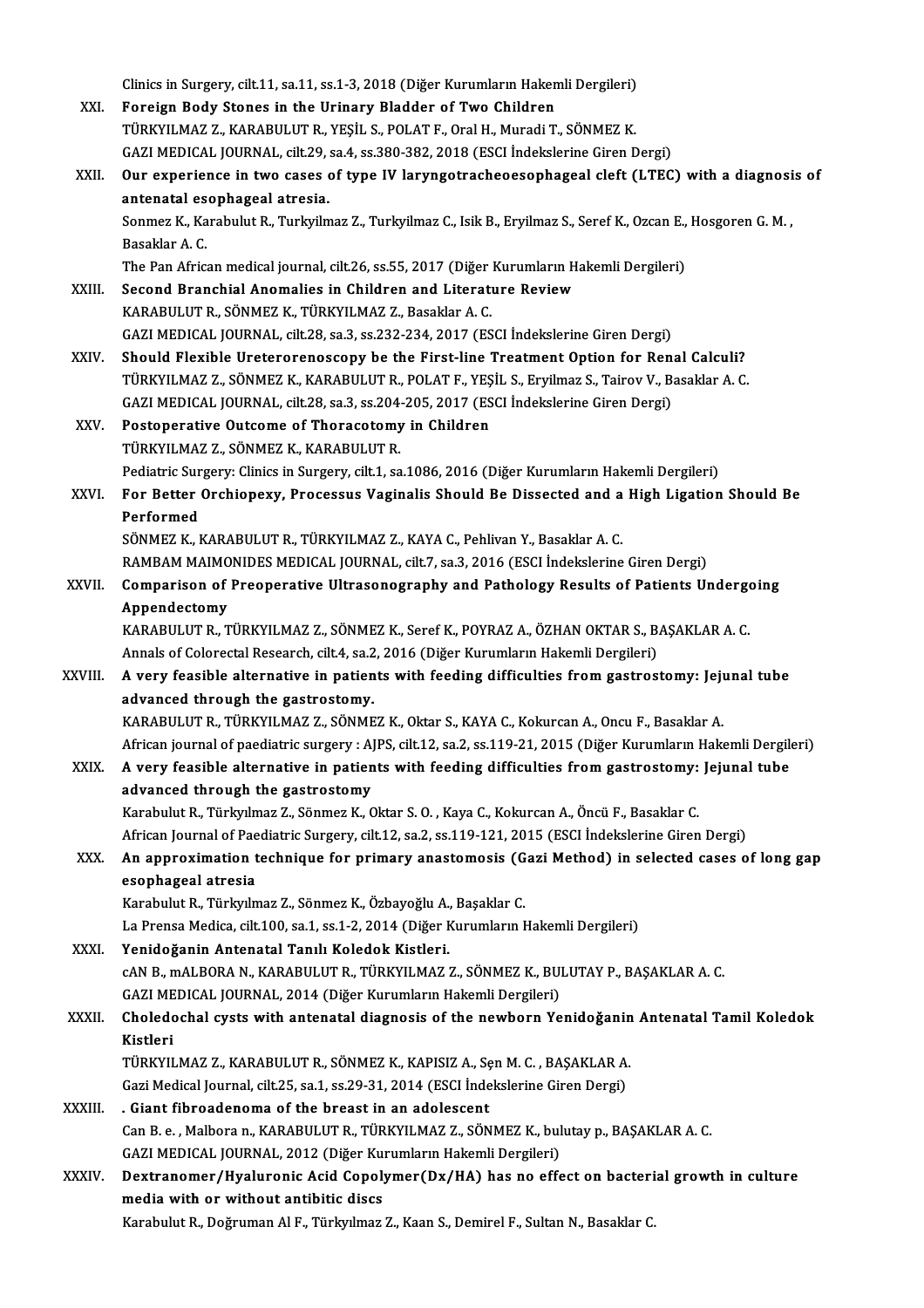Clinics in Surgery, cilt.11, sa.11, ss.1-3, 2018 (Diğer Kurumların Hakemli Dergileri)

XXI. **Foreign Body Stones in the Urinary Bladder of Two Children**
TÜRKYILMAZ Z., KARABULUT R., YEŞİL S., POLAT F., Oral H., Muradi T., SÖNMEZ K.
GAZI MEDICAL JOURNAL, cilt.29, sa.4, ss.380-382, 2018 (ESCI İndekslerine Giren Dergi)

XXII. **Our experience in two cases of type IV laryngotracheoesophageal cleft (LTEC) with a diagnosis of antenatal esophageal atresia.**
Sonmez K., Karabulut R., Turkyilmaz Z., Turkyilmaz C., Isik B., Eryilmaz S., Seref K., Ozcan E., Hosgoren G. M. , Basaklar A. C.
The Pan African medical journal, cilt.26, ss.55, 2017 (Diğer Kurumların Hakemli Dergileri)

XXIII. **Second Branchial Anomalies in Children and Literature Review**
KARABULUT R., SÖNMEZ K., TÜRKYILMAZ Z., Basaklar A. C.
GAZI MEDICAL JOURNAL, cilt.28, sa.3, ss.232-234, 2017 (ESCI İndekslerine Giren Dergi)

XXIV. **Should Flexible Ureterorenoscopy be the First-line Treatment Option for Renal Calculi?**
TÜRKYILMAZ Z., SÖNMEZ K., KARABULUT R., POLAT F., YEŞİL S., Eryilmaz S., Tairov V., Basaklar A. C.
GAZI MEDICAL JOURNAL, cilt.28, sa.3, ss.204-205, 2017 (ESCI İndekslerine Giren Dergi)

XXV. **Postoperative Outcome of Thoracotomy in Children**
TÜRKYILMAZ Z., SÖNMEZ K., KARABULUT R.
Pediatric Surgery: Clinics in Surgery, cilt.1, sa.1086, 2016 (Diğer Kurumların Hakemli Dergileri)

XXVI. **For Better Orchiopexy, Processus Vaginalis Should Be Dissected and a High Ligation Should Be Performed**
SÖNMEZ K., KARABULUT R., TÜRKYILMAZ Z., KAYA C., Pehlivan Y., Basaklar A. C.
RAMBAM MAIMONIDES MEDICAL JOURNAL, cilt.7, sa.3, 2016 (ESCI İndekslerine Giren Dergi)

XXVII. **Comparison of Preoperative Ultrasonography and Pathology Results of Patients Undergoing Appendectomy**
KARABULUT R., TÜRKYILMAZ Z., SÖNMEZ K., Seref K., POYRAZ A., ÖZHAN OKTAR S., BAŞAKLAR A. C.
Annals of Colorectal Research, cilt.4, sa.2, 2016 (Diğer Kurumların Hakemli Dergileri)

XXVIII. **A very feasible alternative in patients with feeding difficulties from gastrostomy: Jejunal tube advanced through the gastrostomy.**
KARABULUT R., TÜRKYILMAZ Z., SÖNMEZ K., Oktar S., KAYA C., Kokurcan A., Oncu F., Basaklar A.
African journal of paediatric surgery : AJPS, cilt.12, sa.2, ss.119-21, 2015 (Diğer Kurumların Hakemli Dergileri)

XXIX. **A very feasible alternative in patients with feeding difficulties from gastrostomy: Jejunal tube advanced through the gastrostomy**
Karabulut R., Türkyılmaz Z., Sönmez K., Oktar S. O. , Kaya C., Kokurcan A., Öncü F., Basaklar C.
African Journal of Paediatric Surgery, cilt.12, sa.2, ss.119-121, 2015 (ESCI İndekslerine Giren Dergi)

XXX. **An approximation technique for primary anastomosis (Gazi Method) in selected cases of long gap esophageal atresia**
Karabulut R., Türkyılmaz Z., Sönmez K., Özbayoğlu A., Başaklar C.
La Prensa Medica, cilt.100, sa.1, ss.1-2, 2014 (Diğer Kurumların Hakemli Dergileri)

XXXI. **Yenidoğanin Antenatal Tanılı Koledok Kistleri.**
cAN B., mALBORA N., KARABULUT R., TÜRKYILMAZ Z., SÖNMEZ K., BULUTAY P., BAŞAKLAR A. C.
GAZI MEDICAL JOURNAL, 2014 (Diğer Kurumların Hakemli Dergileri)

XXXII. **Choledochal cysts with antenatal diagnosis of the newborn Yenidoğanin Antenatal Tamil Koledok Kistleri**
TÜRKYILMAZ Z., KARABULUT R., SÖNMEZ K., KAPISIZ A., Şen M. C. , BAŞAKLAR A.
Gazi Medical Journal, cilt.25, sa.1, ss.29-31, 2014 (ESCI İndekslerine Giren Dergi)

XXXIII. **. Giant fibroadenoma of the breast in an adolescent**
Can B. e. , Malbora n., KARABULUT R., TÜRKYILMAZ Z., SÖNMEZ K., bulutay p., BAŞAKLAR A. C.
GAZI MEDICAL JOURNAL, 2012 (Diğer Kurumların Hakemli Dergileri)

XXXIV. **Dextranomer/Hyaluronic Acid Copolymer(Dx/HA) has no effect on bacterial growth in culture media with or without antibitic discs**
Karabulut R., Doğruman Al F., Türkyılmaz Z., Kaan S., Demirel F., Sultan N., Basaklar C.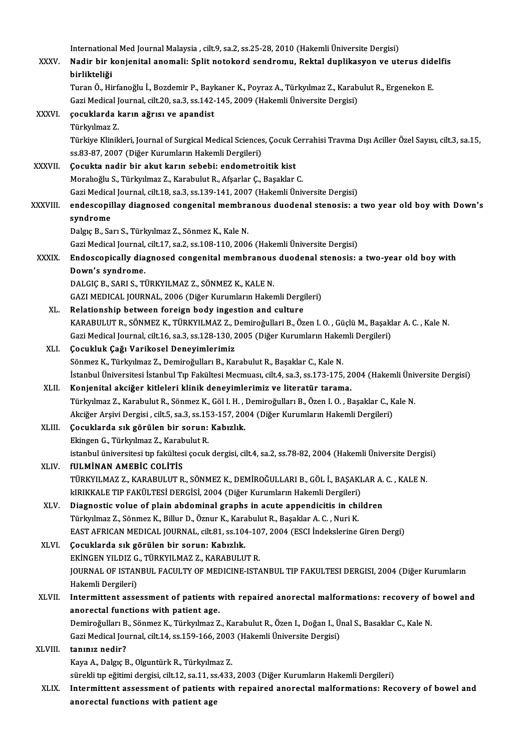International Med Journal Malaysia , cilt.9, sa.2, ss.25-28, 2010 (Hakemli Üniversite Dergisi)

XXXV. **Nadir bir konjenital anomali: Split notokord sendromu, Rektal duplikasyon ve uterus didelfis birlikteliği**
Turan Ö., Hirfanoğlu İ., Bozdemir P., Baykaner K., Poyraz A., Türkyılmaz Z., Karabulut R., Ergenekon E.
Gazi Medical Journal, cilt.20, sa.3, ss.142-145, 2009 (Hakemli Üniversite Dergisi)

XXXVI. **çocuklarda karın ağrısı ve apandist**
Türkyılmaz Z.
Türkiye Klinikleri, Journal of Surgical Medical Sciences, Çocuk Cerrahisi Travma Dışı Aciller Özel Sayısı, cilt.3, sa.15, ss.83-87, 2007 (Diğer Kurumların Hakemli Dergileri)

XXXVII. **Çocukta nadir bir akut karın sebebi: endometroitik kist**
Moralıoğlu S., Türkyılmaz Z., Karabulut R., Afşarlar Ç., Başaklar C.
Gazi Medical Journal, cilt.18, sa.3, ss.139-141, 2007 (Hakemli Üniversite Dergisi)

XXXVIII. **endescopillay diagnosed congenital membranous duodenal stenosis: a two year old boy with Down's syndrome**
Dalgıç B., Sarı S., Türkyılmaz Z., Sönmez K., Kale N.
Gazi Medical Journal, cilt.17, sa.2, ss.108-110, 2006 (Hakemli Üniversite Dergisi)

XXXIX. **Endoscopically diagnosed congenital membranous duodenal stenosis: a two-year old boy with Down's syndrome.**
DALGIÇ B., SARI S., TÜRKYILMAZ Z., SÖNMEZ K., KALE N.
GAZI MEDICAL JOURNAL, 2006 (Diğer Kurumların Hakemli Dergileri)

XL. **Relationship between foreign body ingestion and culture**
KARABULUT R., SÖNMEZ K., TÜRKYILMAZ Z., Demiroğullari B., Özen I. O. , Güçlü M., Başaklar A. C. , Kale N.
Gazi Medical Journal, cilt.16, sa.3, ss.128-130, 2005 (Diğer Kurumların Hakemli Dergileri)

XLI. **Çocukluk Çağı Varikosel Deneyimlerimiz**
Sönmez K., Türkyılmaz Z., Demiroğulları B., Karabulut R., Başaklar C., Kale N.
İstanbul Üniversitesi İstanbul Tıp Fakültesi Mecmuası, cilt.4, sa.3, ss.173-175, 2004 (Hakemli Üniversite Dergisi)

XLII. **Konjenital akciğer kitleleri klinik deneyimlerimiz ve literatür tarama.**
Türkyılmaz Z., Karabulut R., Sönmez K., Göl I. H. , Demiroğulları B., Özen I. O. , Başaklar C., Kale N.
Akciğer Arşivi Dergisi , cilt.5, sa.3, ss.153-157, 2004 (Diğer Kurumların Hakemli Dergileri)

XLIII. **Çocuklarda sık görülen bir sorun: Kabızlık.**
Ekingen G., Türkyılmaz Z., Karabulut R.
istanbul üniversitesi tıp fakültesi çocuk dergisi, cilt.4, sa.2, ss.78-82, 2004 (Hakemli Üniversite Dergisi)

XLIV. **fULMİNAN AMEBİC COLİTİS**
TÜRKYILMAZ Z., KARABULUT R., SÖNMEZ K., DEMİROĞULLARI B., GÖL İ., BAŞAKLAR A. C. , KALE N.
kIRIKKALE TIP FAKÜLTESİ DERGİSİ, 2004 (Diğer Kurumların Hakemli Dergileri)

XLV. **Diagnostic volue of plain abdominal graphs in acute appendicitis in children**
Türkyılmaz Z., Sönmez K., Billur D., Öznur K., Karabulut R., Başaklar A. C. , Nuri K.
EAST AFRICAN MEDICAL JOURNAL, cilt.81, ss.104-107, 2004 (ESCI İndekslerine Giren Dergi)

XLVI. **Çocuklarda sık görülen bir sorun: Kabızlık.**
EKİNGEN YILDIZ G., TÜRKYILMAZ Z., KARABULUT R.
JOURNAL OF ISTANBUL FACULTY OF MEDICINE-ISTANBUL TIP FAKULTESI DERGISI, 2004 (Diğer Kurumların Hakemli Dergileri)

XLVII. **Intermittent assessment of patients with repaired anorectal malformations: recovery of bowel and anorectal functions with patient age.**
Demiroğulları B., Sönmez K., Türkyılmaz Z., Karabulut R., Özen I., Doğan I., Ünal S., Basaklar C., Kale N.
Gazi Medical Journal, cilt.14, ss.159-166, 2003 (Hakemli Üniversite Dergisi)

XLVIII. **tanınız nedir?**
Kaya A., Dalgıç B., Olguntürk R., Türkyılmaz Z.
sürekli tıp eğitimi dergisi, cilt.12, sa.11, ss.433, 2003 (Diğer Kurumların Hakemli Dergileri)

XLIX. **Intermittent assessment of patients with repaired anorectal malformations: Recovery of bowel and anorectal functions with patient age**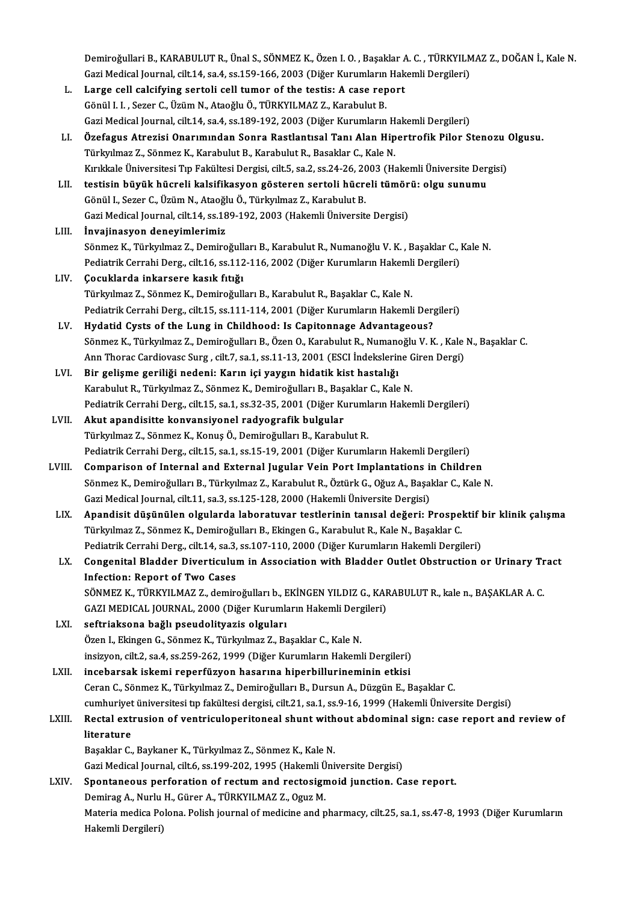Demiroğullari B., KARABULUT R., Ünal S., SÖNMEZ K., Özen I. O. , Başaklar A. C. , TÜRKYILMAZ Z., DOĞAN İ., Kale N.
Gazi Medical Journal, cilt.14, sa.4, ss.159-166, 2003 (Diğer Kurumların Hakemli Dergileri)

L. **Large cell calcifying sertoli cell tumor of the testis: A case report**
Gönül I. I. , Sezer C., Üzüm N., Ataoğlu Ö., TÜRKYILMAZ Z., Karabulut B.
Gazi Medical Journal, cilt.14, sa.4, ss.189-192, 2003 (Diğer Kurumların Hakemli Dergileri)

LI. **Özefagus Atrezisi Onarımından Sonra Rastlantısal Tanı Alan Hipertrofik Pilor Stenozu Olgusu.**
Türkyılmaz Z., Sönmez K., Karabulut B., Karabulut R., Basaklar C., Kale N.
Kırıkkale Üniversitesi Tıp Fakültesi Dergisi, cilt.5, sa.2, ss.24-26, 2003 (Hakemli Üniversite Dergisi)

LII. **testisin büyük hücreli kalsifikasyon gösteren sertoli hücreli tümörü: olgu sunumu**
Gönül I., Sezer C., Üzüm N., Ataoğlu Ö., Türkyılmaz Z., Karabulut B.
Gazi Medical Journal, cilt.14, ss.189-192, 2003 (Hakemli Üniversite Dergisi)

LIII. **İnvajinasyon deneyimlerimiz**
Sönmez K., Türkyılmaz Z., Demiroğulları B., Karabulut R., Numanoğlu V. K. , Başaklar C., Kale N.
Pediatrik Cerrahi Derg., cilt.16, ss.112-116, 2002 (Diğer Kurumların Hakemli Dergileri)

LIV. **Çocuklarda inkarsere kasık fıtığı**
Türkyılmaz Z., Sönmez K., Demiroğulları B., Karabulut R., Başaklar C., Kale N.
Pediatrik Cerrahi Derg., cilt.15, ss.111-114, 2001 (Diğer Kurumların Hakemli Dergileri)

LV. **Hydatid Cysts of the Lung in Childhood: Is Capitonnage Advantageous?**
Sönmez K., Türkyılmaz Z., Demiroğulları B., Özen O., Karabulut R., Numanoğlu V. K. , Kale N., Başaklar C.
Ann Thorac Cardiovasc Surg , cilt.7, sa.1, ss.11-13, 2001 (ESCI İndekslerine Giren Dergi)

LVI. **Bir gelişme geriliği nedeni: Karın içi yaygın hidatik kist hastalığı**
Karabulut R., Türkyılmaz Z., Sönmez K., Demiroğulları B., Başaklar C., Kale N.
Pediatrik Cerrahi Derg., cilt.15, sa.1, ss.32-35, 2001 (Diğer Kurumların Hakemli Dergileri)

LVII. **Akut apandisitte konvansiyonel radyografik bulgular**
Türkyılmaz Z., Sönmez K., Konuş Ö., Demiroğulları B., Karabulut R.
Pediatrik Cerrahi Derg., cilt.15, sa.1, ss.15-19, 2001 (Diğer Kurumların Hakemli Dergileri)

LVIII. **Comparison of Internal and External Jugular Vein Port Implantations in Children**
Sönmez K., Demiroğulları B., Türkyılmaz Z., Karabulut R., Öztürk G., Oğuz A., Başaklar C., Kale N.
Gazi Medical Journal, cilt.11, sa.3, ss.125-128, 2000 (Hakemli Üniversite Dergisi)

LIX. **Apandisit düşünülen olgularda laboratuvar testlerinin tanısal değeri: Prospektif bir klinik çalışma**
Türkyılmaz Z., Sönmez K., Demiroğulları B., Ekingen G., Karabulut R., Kale N., Başaklar C.
Pediatrik Cerrahi Derg., cilt.14, sa.3, ss.107-110, 2000 (Diğer Kurumların Hakemli Dergileri)

LX. **Congenital Bladder Diverticulum in Association with Bladder Outlet Obstruction or Urinary Tract Infection: Report of Two Cases**
SÖNMEZ K., TÜRKYILMAZ Z., demiroğulları b., EKİNGEN YILDIZ G., KARABULUT R., kale n., BAŞAKLAR A. C.
GAZI MEDICAL JOURNAL, 2000 (Diğer Kurumların Hakemli Dergileri)

LXI. **seftriaksona bağlı pseudolityazis olguları**
Özen I., Ekingen G., Sönmez K., Türkyılmaz Z., Başaklar C., Kale N.
insizyon, cilt.2, sa.4, ss.259-262, 1999 (Diğer Kurumların Hakemli Dergileri)

LXII. **incebarsak iskemi reperfüzyon hasarına hiperbillurineminin etkisi**
Ceran C., Sönmez K., Türkyılmaz Z., Demiroğulları B., Dursun A., Düzgün E., Başaklar C.
cumhuriyet üniversitesi tıp fakültesi dergisi, cilt.21, sa.1, ss.9-16, 1999 (Hakemli Üniversite Dergisi)

LXIII. **Rectal extrusion of ventriculoperitoneal shunt without abdominal sign: case report and review of literature**
Başaklar C., Baykaner K., Türkyılmaz Z., Sönmez K., Kale N.
Gazi Medical Journal, cilt.6, ss.199-202, 1995 (Hakemli Üniversite Dergisi)

LXIV. **Spontaneous perforation of rectum and rectosigmoid junction. Case report.**
Demirag A., Nurlu H., Gürer A., TÜRKYILMAZ Z., Oguz M.
Materia medica Polona. Polish journal of medicine and pharmacy, cilt.25, sa.1, ss.47-8, 1993 (Diğer Kurumların Hakemli Dergileri)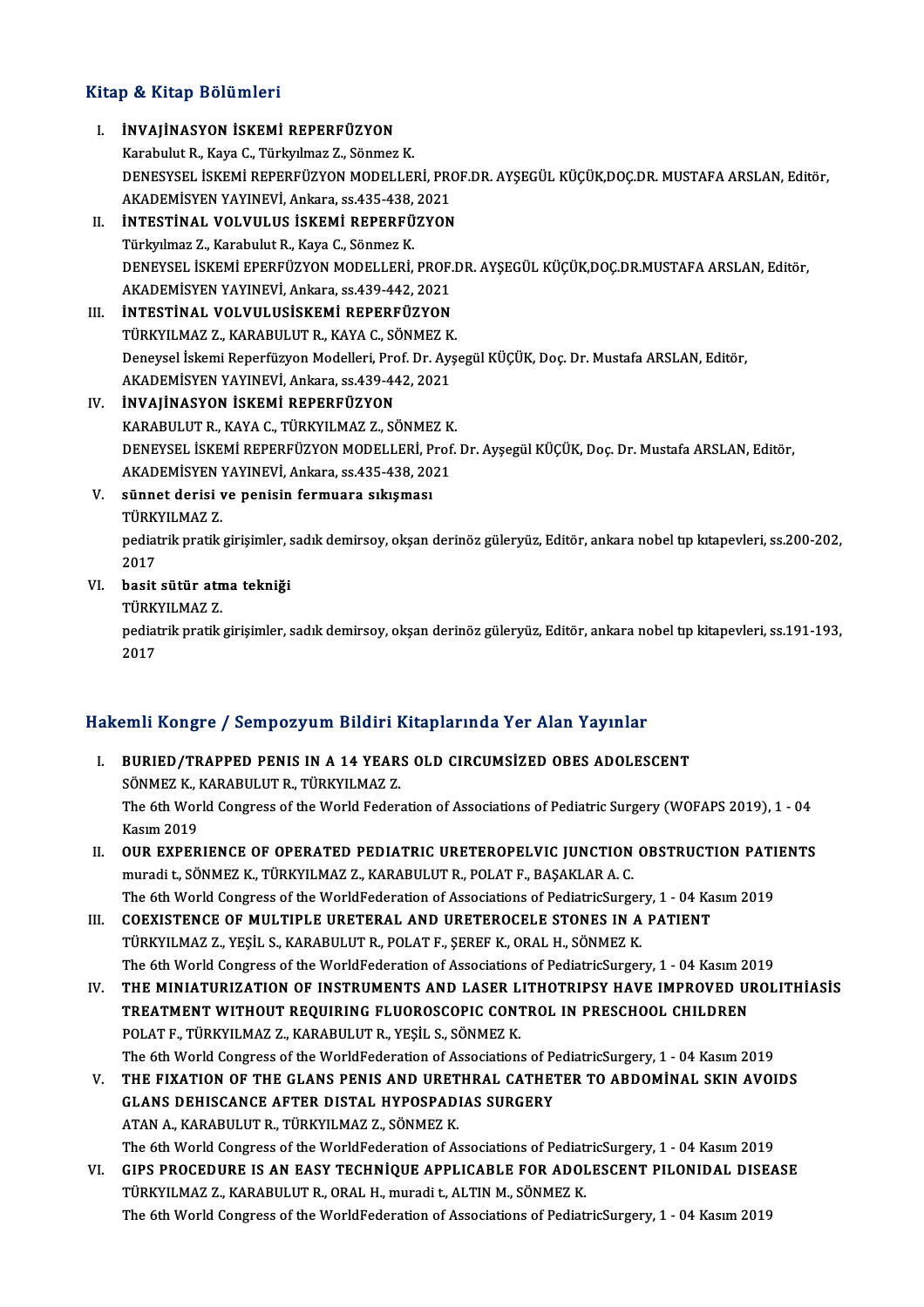## Kitap & Kitap Bölümleri

I. **İNVAJİNASYON İSKEMİ REPERFÜZYON**
   Karabulut R., Kaya C., Türkyılmaz Z., Sönmez K.
   DENESYSEL İSKEMİ REPERFÜZYON MODELLERİ, PROF.DR. AYŞEGÜL KÜÇÜK,DOÇ.DR. MUSTAFA ARSLAN, Editör, AKADEMİSYEN YAYINEVİ, Ankara, ss.435-438, 2021
II. **İNTESTİNAL VOLVULUS İSKEMİ REPERFÜZYON**
   Türkyılmaz Z., Karabulut R., Kaya C., Sönmez K.
   DENEYSEL İSKEMİ EPERFÜZYON MODELLERİ, PROF.DR. AYŞEGÜL KÜÇÜK,DOÇ.DR.MUSTAFA ARSLAN, Editör, AKADEMİSYEN YAYINEVİ, Ankara, ss.439-442, 2021
III. **İNTESTİNAL VOLVULUSİSKEMİ REPERFÜZYON**
   TÜRKYILMAZ Z., KARABULUT R., KAYA C., SÖNMEZ K.
   Deneysel İskemi Reperfüzyon Modelleri, Prof. Dr. Ayşegül KÜÇÜK, Doç. Dr. Mustafa ARSLAN, Editör, AKADEMİSYEN YAYINEVİ, Ankara, ss.439-442, 2021
IV. **İNVAJİNASYON İSKEMİ REPERFÜZYON**
   KARABULUT R., KAYA C., TÜRKYILMAZ Z., SÖNMEZ K.
   DENEYSEL İSKEMİ REPERFÜZYON MODELLERİ, Prof. Dr. Ayşegül KÜÇÜK, Doç. Dr. Mustafa ARSLAN, Editör, AKADEMİSYEN YAYINEVİ, Ankara, ss.435-438, 2021
V. **sünnet derisi ve penisin fermuara sıkışması**
   TÜRKYILMAZ Z.
   pediatrik pratik girişimler, sadık demirsoy, okşan derinöz güleryüz, Editör, ankara nobel tıp kıtapevleri, ss.200-202, 2017
VI. **basit sütür atma tekniği**
   TÜRKYILMAZ Z.
   pediatrik pratik girişimler, sadık demirsoy, okşan derinöz güleryüz, Editör, ankara nobel tıp kitapevleri, ss.191-193, 2017

## Hakemli Kongre / Sempozyum Bildiri Kitaplarında Yer Alan Yayınlar

I. **BURIED/TRAPPED PENIS IN A 14 YEARS OLD CIRCUMSİZED OBES ADOLESCENT**
   SÖNMEZ K., KARABULUT R., TÜRKYILMAZ Z.
   The 6th World Congress of the World Federation of Associations of Pediatric Surgery (WOFAPS 2019), 1 - 04 Kasım 2019
II. **OUR EXPERIENCE OF OPERATED PEDIATRIC URETEROPELVIC JUNCTION OBSTRUCTION PATIENTS**
   muradi t., SÖNMEZ K., TÜRKYILMAZ Z., KARABULUT R., POLAT F., BAŞAKLAR A. C.
   The 6th World Congress of the WorldFederation of Associations of PediatricSurgery, 1 - 04 Kasım 2019
III. **COEXISTENCE OF MULTIPLE URETERAL AND URETEROCELE STONES IN A PATIENT**
   TÜRKYILMAZ Z., YEŞİL S., KARABULUT R., POLAT F., ŞEREF K., ORAL H., SÖNMEZ K.
   The 6th World Congress of the WorldFederation of Associations of PediatricSurgery, 1 - 04 Kasım 2019
IV. **THE MINIATURIZATION OF INSTRUMENTS AND LASER LITHOTRIPSY HAVE IMPROVED UROLITHİASİS TREATMENT WITHOUT REQUIRING FLUOROSCOPIC CONTROL IN PRESCHOOL CHILDREN**
   POLAT F., TÜRKYILMAZ Z., KARABULUT R., YEŞİL S., SÖNMEZ K.
   The 6th World Congress of the WorldFederation of Associations of PediatricSurgery, 1 - 04 Kasım 2019
V. **THE FIXATION OF THE GLANS PENIS AND URETHRAL CATHETER TO ABDOMİNAL SKIN AVOIDS GLANS DEHISCANCE AFTER DISTAL HYPOSPADIAS SURGERY**
   ATAN A., KARABULUT R., TÜRKYILMAZ Z., SÖNMEZ K.
   The 6th World Congress of the WorldFederation of Associations of PediatricSurgery, 1 - 04 Kasım 2019
VI. **GIPS PROCEDURE IS AN EASY TECHNİQUE APPLICABLE FOR ADOLESCENT PILONIDAL DISEASE**
   TÜRKYILMAZ Z., KARABULUT R., ORAL H., muradi t., ALTIN M., SÖNMEZ K.
   The 6th World Congress of the WorldFederation of Associations of PediatricSurgery, 1 - 04 Kasım 2019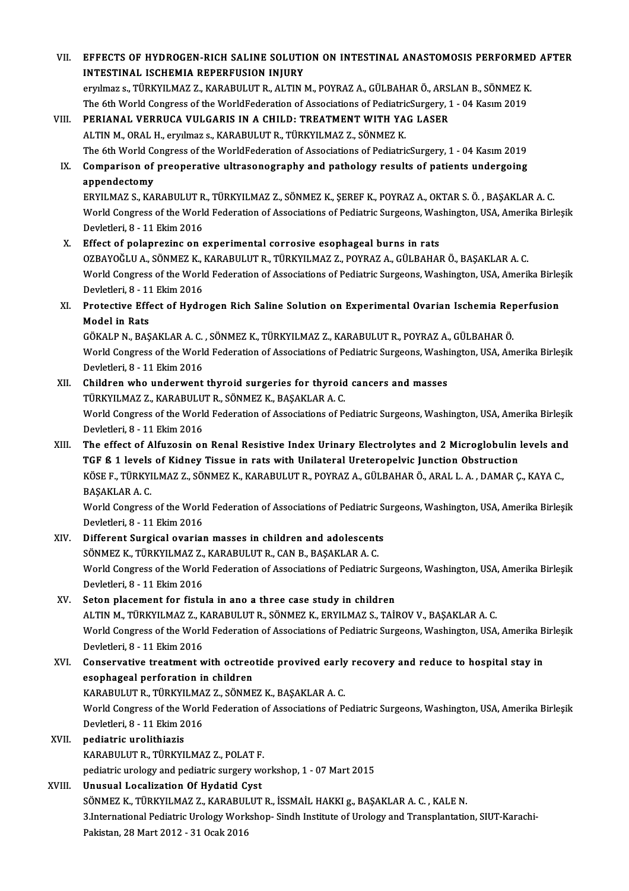VII. **EFFECTS OF HYDROGEN-RICH SALINE SOLUTION ON INTESTINAL ANASTOMOSIS PERFORMED AFTER INTESTINAL ISCHEMIA REPERFUSION INJURY**
eryılmaz s., TÜRKYILMAZ Z., KARABULUT R., ALTIN M., POYRAZ A., GÜLBAHAR Ö., ARSLAN B., SÖNMEZ K.
The 6th World Congress of the WorldFederation of Associations of PediatricSurgery, 1 - 04 Kasım 2019

VIII. **PERIANAL VERRUCA VULGARIS IN A CHILD: TREATMENT WITH YAG LASER**
ALTIN M., ORAL H., eryılmaz s., KARABULUT R., TÜRKYILMAZ Z., SÖNMEZ K.
The 6th World Congress of the WorldFederation of Associations of PediatricSurgery, 1 - 04 Kasım 2019

IX. **Comparison of preoperative ultrasonography and pathology results of patients undergoing appendectomy**
ERYILMAZ S., KARABULUT R., TÜRKYILMAZ Z., SÖNMEZ K., ŞEREF K., POYRAZ A., OKTAR S. Ö. , BAŞAKLAR A. C.
World Congress of the World Federation of Associations of Pediatric Surgeons, Washington, USA, Amerika Birleşik Devletleri, 8 - 11 Ekim 2016

X. **Effect of polaprezinc on experimental corrosive esophageal burns in rats**
OZBAYOĞLU A., SÖNMEZ K., KARABULUT R., TÜRKYILMAZ Z., POYRAZ A., GÜLBAHAR Ö., BAŞAKLAR A. C.
World Congress of the World Federation of Associations of Pediatric Surgeons, Washington, USA, Amerika Birleşik Devletleri, 8 - 11 Ekim 2016

XI. **Protective Effect of Hydrogen Rich Saline Solution on Experimental Ovarian Ischemia Reperfusion Model in Rats**
GÖKALP N., BAŞAKLAR A. C. , SÖNMEZ K., TÜRKYILMAZ Z., KARABULUT R., POYRAZ A., GÜLBAHAR Ö.
World Congress of the World Federation of Associations of Pediatric Surgeons, Washington, USA, Amerika Birleşik Devletleri, 8 - 11 Ekim 2016

XII. **Children who underwent thyroid surgeries for thyroid cancers and masses**
TÜRKYILMAZ Z., KARABULUT R., SÖNMEZ K., BAŞAKLAR A. C.
World Congress of the World Federation of Associations of Pediatric Surgeons, Washington, USA, Amerika Birleşik Devletleri, 8 - 11 Ekim 2016

XIII. **The effect of Alfuzosin on Renal Resistive Index Urinary Electrolytes and 2 Microglobulin levels and TGF ß 1 levels of Kidney Tissue in rats with Unilateral Ureteropelvic Junction Obstruction**
KÖSE F., TÜRKYILMAZ Z., SÖNMEZ K., KARABULUT R., POYRAZ A., GÜLBAHAR Ö., ARAL L. A. , DAMAR Ç., KAYA C., BAŞAKLAR A. C.
World Congress of the World Federation of Associations of Pediatric Surgeons, Washington, USA, Amerika Birleşik Devletleri, 8 - 11 Ekim 2016

XIV. **Different Surgical ovarian masses in children and adolescents**
SÖNMEZ K., TÜRKYILMAZ Z., KARABULUT R., CAN B., BAŞAKLAR A. C.
World Congress of the World Federation of Associations of Pediatric Surgeons, Washington, USA, Amerika Birleşik Devletleri, 8 - 11 Ekim 2016

XV. **Seton placement for fistula in ano a three case study in children**
ALTIN M., TÜRKYILMAZ Z., KARABULUT R., SÖNMEZ K., ERYILMAZ S., TAİROV V., BAŞAKLAR A. C.
World Congress of the World Federation of Associations of Pediatric Surgeons, Washington, USA, Amerika Birleşik Devletleri, 8 - 11 Ekim 2016

XVI. **Conservative treatment with octreotide provived early recovery and reduce to hospital stay in esophageal perforation in children**
KARABULUT R., TÜRKYILMAZ Z., SÖNMEZ K., BAŞAKLAR A. C.
World Congress of the World Federation of Associations of Pediatric Surgeons, Washington, USA, Amerika Birleşik Devletleri, 8 - 11 Ekim 2016

XVII. **pediatric urolithiazis**
KARABULUT R., TÜRKYILMAZ Z., POLAT F.
pediatric urology and pediatric surgery workshop, 1 - 07 Mart 2015

XVIII. **Unusual Localization Of Hydatid Cyst**
SÖNMEZ K., TÜRKYILMAZ Z., KARABULUT R., İSSMAİL HAKKI g., BAŞAKLAR A. C. , KALE N.
3.International Pediatric Urology Workshop- Sindh Institute of Urology and Transplantation, SIUT-Karachi-Pakistan, 28 Mart 2012 - 31 Ocak 2016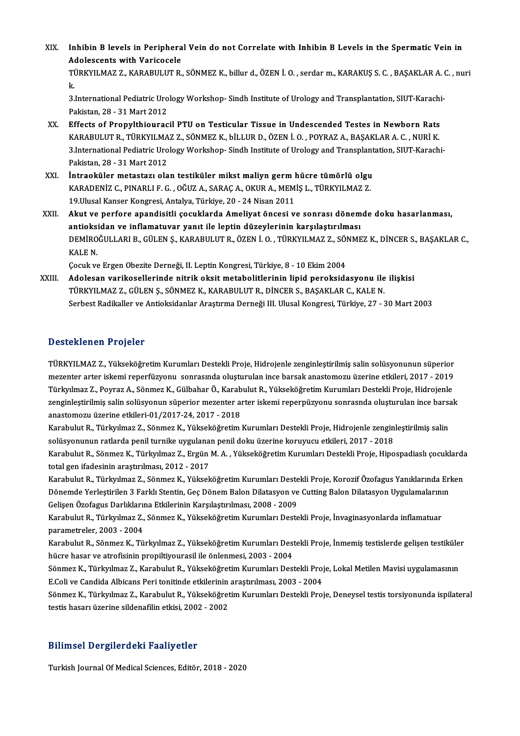XIX. **Inhibin B levels in Peripheral Vein do not Correlate with Inhibin B Levels in the Spermatic Vein in Adolescents with Varicocele**
TÜRKYILMAZ Z., KARABULUT R., SÖNMEZ K., billur d., ÖZEN İ. O. , serdar m., KARAKUŞ S. C. , BAŞAKLAR A. C. , nuri k.
3.International Pediatric Urology Workshop- Sindh Institute of Urology and Transplantation, SIUT-Karachi-Pakistan, 28 - 31 Mart 2012

XX. **Effects of Propylthiouracil PTU on Testicular Tissue in Undescended Testes in Newborn Rats**
KARABULUT R., TÜRKYILMAZ Z., SÖNMEZ K., bİLLUR D., ÖZEN İ. O. , POYRAZ A., BAŞAKLAR A. C. , NURİ K.
3.International Pediatric Urology Workshop- Sindh Institute of Urology and Transplantation, SIUT-Karachi-Pakistan, 28 - 31 Mart 2012

XXI. **İntraoküler metastazı olan testiküler mikst maliyn germ hücre tümörlü olgu**
KARADENİZ C., PINARLI F. G. , OĞUZ A., SARAÇ A., OKUR A., MEMİŞ L., TÜRKYILMAZ Z.
19.Ulusal Kanser Kongresi, Antalya, Türkiye, 20 - 24 Nisan 2011

XXII. **Akut ve perfore apandisitli çocuklarda Ameliyat öncesi ve sonrası dönemde doku hasarlanması, antioksidan ve inflamatuvar yanıt ile leptin düzeylerinin karşılaştırılması**
DEMİROĞULLARI B., GÜLEN Ş., KARABULUT R., ÖZEN İ. O. , TÜRKYILMAZ Z., SÖNMEZ K., DİNCER S., BAŞAKLAR C., KALE N.
Çocuk ve Ergen Obezite Derneği, II. Leptin Kongresi, Türkiye, 8 - 10 Ekim 2004

XXIII. **Adolesan varikosellerinde nitrik oksit metabolitlerinin lipid peroksidasyonu ile ilişkisi**
TÜRKYILMAZ Z., GÜLEN Ş., SÖNMEZ K., KARABULUT R., DİNCER S., BAŞAKLAR C., KALE N.
Serbest Radikaller ve Antioksidanlar Araştırma Derneği III. Ulusal Kongresi, Türkiye, 27 - 30 Mart 2003

## Desteklenen Projeler

TÜRKYILMAZ Z., Yükseköğretim Kurumları Destekli Proje, Hidrojenle zenginleştirilmiş salin solüsyonunun süperior mezenter arter iskemi reperfüzyonu sonrasında oluşturulan ince barsak anastomozu üzerine etkileri, 2017 - 2019

Türkyılmaz Z., Poyraz A., Sönmez K., Gülbahar Ö., Karabulut R., Yükseköğretim Kurumları Destekli Proje, Hidrojenle zenginleştirilmiş salin solüsyonun süperior mezenter arter iskemi reperpüzyonu sonrasnda oluşturulan ince barsak anastomozu üzerine etkileri-01/2017-24, 2017 - 2018

Karabulut R., Türkyılmaz Z., Sönmez K., Yükseköğretim Kurumları Destekli Proje, Hidrojenle zenginleştirilmiş salin solüsyonunun ratlarda penil turnike uygulanan penil doku üzerine koruyucu etkileri, 2017 - 2018

Karabulut R., Sönmez K., Türkyılmaz Z., Ergün M. A. , Yükseköğretim Kurumları Destekli Proje, Hipospadiaslı çocuklarda total gen ifadesinin araştırılması, 2012 - 2017

Karabulut R., Türkyılmaz Z., Sönmez K., Yükseköğretim Kurumları Destekli Proje, Korozif Özofagus Yanıklarında Erken Dönemde Yerleştirilen 3 Farklı Stentin, Geç Dönem Balon Dilatasyon ve Cutting Balon Dilatasyon Uygulamalarının Gelişen Özofagus Darlıklarına Etkilerinin Karşılaştırılması, 2008 - 2009

Karabulut R., Türkyılmaz Z., Sönmez K., Yükseköğretim Kurumları Destekli Proje, İnvaginasyonlarda inflamatuar parametreler, 2003 - 2004

Karabulut R., Sönmez K., Türkyılmaz Z., Yükseköğretim Kurumları Destekli Proje, İnmemiş testislerde gelişen testiküler hücre hasar ve atrofisinin propiltiyourasil ile önlenmesi, 2003 - 2004

Sönmez K., Türkyılmaz Z., Karabulut R., Yükseköğretim Kurumları Destekli Proje, Lokal Metilen Mavisi uygulamasının E.Coli ve Candida Albicans Peri tonitinde etkilerinin araştırılması, 2003 - 2004

Sönmez K., Türkyılmaz Z., Karabulut R., Yükseköğretim Kurumları Destekli Proje, Deneysel testis torsiyonunda ispilateral testis hasarı üzerine sildenafilin etkisi, 2002 - 2002

## Bilimsel Dergilerdeki Faaliyetler

Turkish Journal Of Medical Sciences, Editör, 2018 - 2020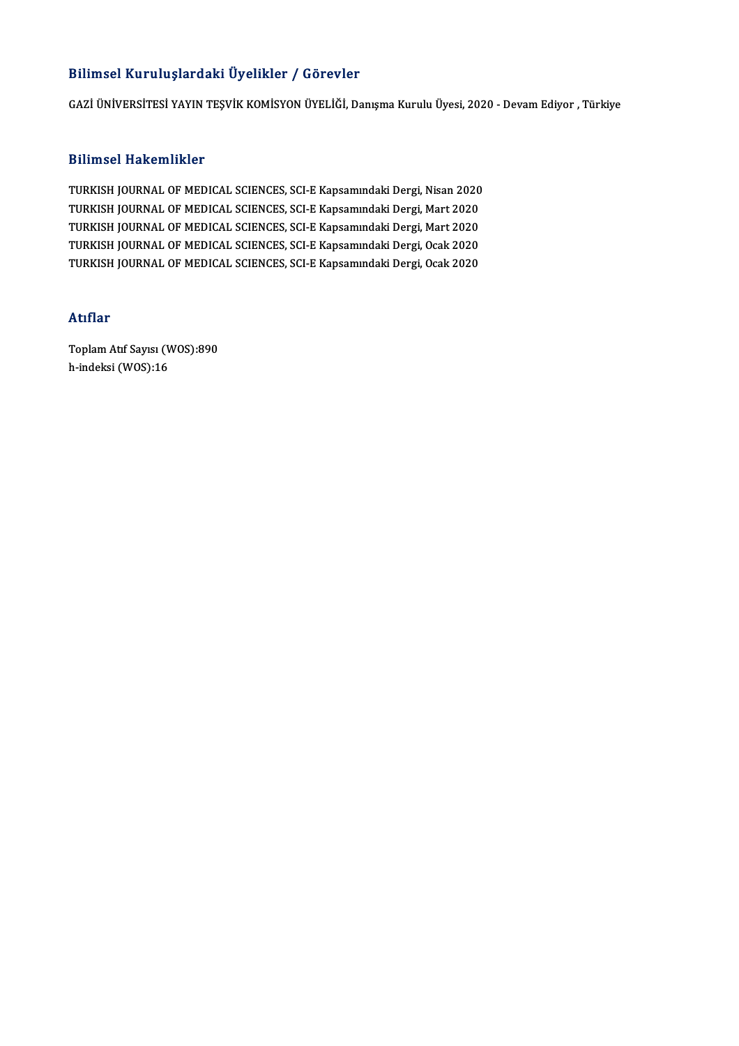## Bilimsel Kuruluşlardaki Üyelikler / Görevler

GAZİ ÜNİVERSİTESİ YAYIN TEŞVİK KOMİSYON ÜYELİĞİ, Danışma Kurulu Üyesi, 2020 - Devam Ediyor , Türkiye

## Bilimsel Hakemlikler

TURKISH JOURNAL OF MEDICAL SCIENCES, SCI-E Kapsamındaki Dergi, Nisan 2020
TURKISH JOURNAL OF MEDICAL SCIENCES, SCI-E Kapsamındaki Dergi, Mart 2020
TURKISH JOURNAL OF MEDICAL SCIENCES, SCI-E Kapsamındaki Dergi, Mart 2020
TURKISH JOURNAL OF MEDICAL SCIENCES, SCI-E Kapsamındaki Dergi, Ocak 2020
TURKISH JOURNAL OF MEDICAL SCIENCES, SCI-E Kapsamındaki Dergi, Ocak 2020

## Atıflar

Toplam Atıf Sayısı (WOS):890
h-indeksi (WOS):16